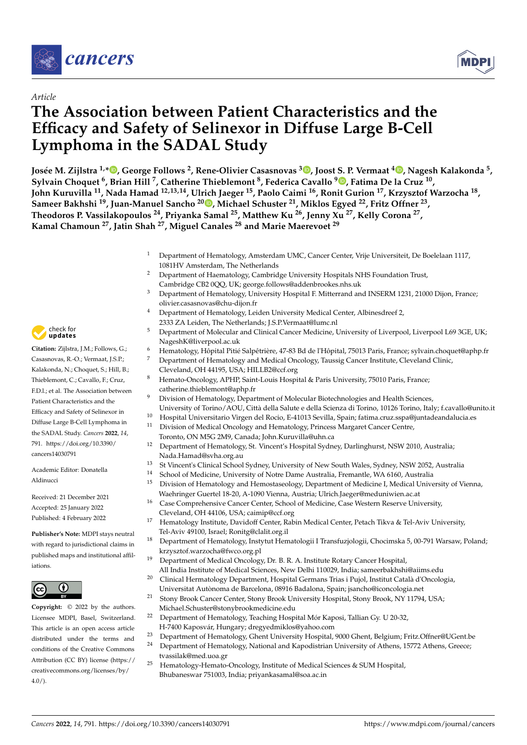*Article*

# The Association between Patient Characteristics and the Efficacy and Safety of Selinexor in Diffuse Large B-Cell Lymphoma in the SADAL Study

**Josée M. Zijlstra [1,*], George Follows [2], Rene-Olivier Casasnovas [3], Joost S. P. Vermaat [4], Nagesh Kalakonda [5], Sylvain Choquet [6], Brian Hill [7], Catherine Thieblemont [8], Federica Cavallo [9], Fatima De la Cruz [10], John Kuruvilla [11], Nada Hamad [12,13,14], Ulrich Jaeger [15], Paolo Caimi [16], Ronit Gurion [17], Krzysztof Warzocha [18], Sameer Bakhshi [19], Juan-Manuel Sancho [20], Michael Schuster [21], Miklos Egyed [22], Fritz Offner [23], Theodoros P. Vassilakopoulos [24], Priyanka Samal [25], Matthew Ku [26], Jenny Xu [27], Kelly Corona [27], Kamal Chamoun [27], Jatin Shah [27], Miguel Canales [28] and Marie Maerevoet [29]**

1. Department of Hematology, Amsterdam UMC, Cancer Center, Vrije Universiteit, De Boelelaan 1117, 1081HV Amsterdam, The Netherlands
2. Department of Haematology, Cambridge University Hospitals NHS Foundation Trust, Cambridge CB2 0QQ, UK; george.follows@addenbrookes.nhs.uk
3. Department of Hematology, University Hospital F. Mitterrand and INSERM 1231, 21000 Dijon, France; olivier.casasnovas@chu-dijon.fr
4. Department of Hematology, Leiden University Medical Center, Albinesdreef 2, 2333 ZA Leiden, The Netherlands; J.S.P.Vermaat@lumc.nl
5. Department of Molecular and Clinical Cancer Medicine, University of Liverpool, Liverpool L69 3GE, UK; NageshK@liverpool.ac.uk
6. Hematology, Hôpital Pitié Salpêtrière, 47-83 Bd de l'Hôpital, 75013 Paris, France; sylvain.choquet@aphp.fr
7. Department of Hematology and Medical Oncology, Taussig Cancer Institute, Cleveland Clinic, Cleveland, OH 44195, USA; HILLB2@ccf.org
8. Hemato-Oncology, APHP, Saint-Louis Hospital & Paris University, 75010 Paris, France; catherine.thieblemont@aphp.fr
9. Division of Hematology, Department of Molecular Biotechnologies and Health Sciences, University of Torino/AOU, Città della Salute e della Scienza di Torino, 10126 Torino, Italy; f.cavallo@unito.it
10. Hospital Universitario Virgen del Rocio, E-41013 Sevilla, Spain; fatima.cruz.sspa@juntadeandalucia.es
11. Division of Medical Oncology and Hematology, Princess Margaret Cancer Centre, Toronto, ON M5G 2M9, Canada; John.Kuruvilla@uhn.ca
12. Department of Hematology, St. Vincent's Hospital Sydney, Darlinghurst, NSW 2010, Australia; Nada.Hamad@svha.org.au
13. St Vincent's Clinical School Sydney, University of New South Wales, Sydney, NSW 2052, Australia
14. School of Medicine, University of Notre Dame Australia, Fremantle, WA 6160, Australia
15. Division of Hematology and Hemostaseology, Department of Medicine I, Medical University of Vienna, Waehringer Guertel 18-20, A-1090 Vienna, Austria; Ulrich.Jaeger@meduniwien.ac.at
16. Case Comprehensive Cancer Center, School of Medicine, Case Western Reserve University, Cleveland, OH 44106, USA; caimip@ccf.org
17. Hematology Institute, Davidoff Center, Rabin Medical Center, Petach Tikva & Tel-Aviv University, Tel-Aviv 49100, Israel; Ronitg@clalit.org.il
18. Department of Hematology, Instytut Hematologii I Transfuzjologii, Chocimska 5, 00-791 Warsaw, Poland; krzysztof.warzocha@fwco.org.pl
19. Department of Medical Oncology, Dr. B. R. A. Institute Rotary Cancer Hospital, All India Institute of Medical Sciences, New Delhi 110029, India; sameerbakhshi@aiims.edu
20. Clinical Hermatology Department, Hospital Germans Trias i Pujol, Institut Català d'Oncologia, Universitat Autònoma de Barcelona, 08916 Badalona, Spain; jsancho@iconcologia.net
21. Stony Brook Cancer Center, Stony Brook University Hospital, Stony Brook, NY 11794, USA; Michael.Schuster@stonybrookmedicine.edu
22. Department of Hematology, Teaching Hospital Mór Kaposi, Tallian Gy. U 20-32, H-7400 Kaposvár, Hungary; dregyedmiklos@yahoo.com
23. Department of Hematology, Ghent University Hospital, 9000 Ghent, Belgium; Fritz.Offner@UGent.be
24. Department of Hematology, National and Kapodistrian University of Athens, 15772 Athens, Greece; tvassilak@med.uoa.gr
25. Hematology-Hemato-Oncology, Institute of Medical Sciences & SUM Hospital, Bhubaneswar 751003, India; priyankasamal@soa.ac.in

**Citation:** Zijlstra, J.M.; Follows, G.; Casasnovas, R.-O.; Vermaat, J.S.P.; Kalakonda, N.; Choquet, S.; Hill, B.; Thieblemont, C.; Cavallo, F.; Cruz, F.D.l.; et al. The Association between Patient Characteristics and the Efficacy and Safety of Selinexor in Diffuse Large B-Cell Lymphoma in the SADAL Study. *Cancers* **2022**, *14*, 791. https://doi.org/10.3390/cancers14030791

Academic Editor: Donatella Aldinucci

Received: 21 December 2021
Accepted: 25 January 2022
Published: 4 February 2022

**Publisher's Note:** MDPI stays neutral with regard to jurisdictional claims in published maps and institutional affiliations.

**Copyright:** © 2022 by the authors. Licensee MDPI, Basel, Switzerland. This article is an open access article distributed under the terms and conditions of the Creative Commons Attribution (CC BY) license (https://creativecommons.org/licenses/by/4.0/).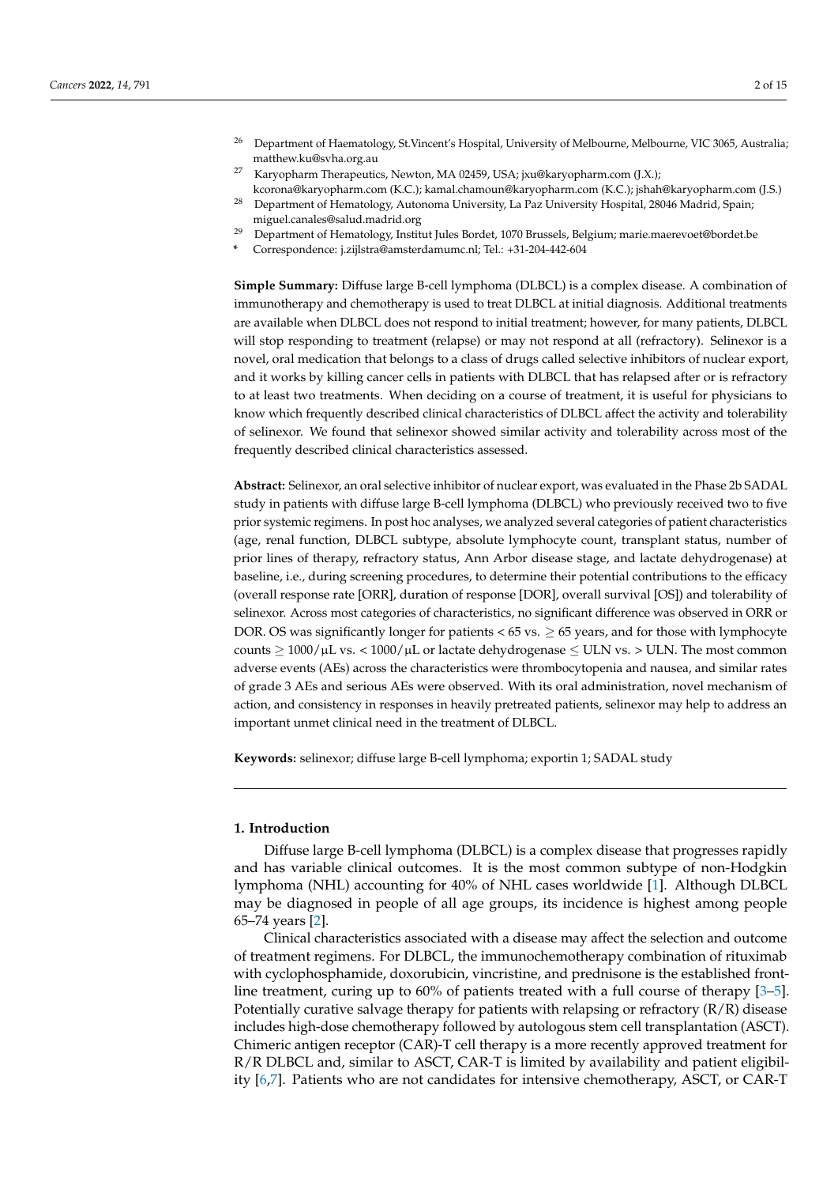[26] Department of Haematology, St.Vincent's Hospital, University of Melbourne, Melbourne, VIC 3065, Australia; matthew.ku@svha.org.au

[27] Karyopharm Therapeutics, Newton, MA 02459, USA; jxu@karyopharm.com (J.X.); kcorona@karyopharm.com (K.C.); kamal.chamoun@karyopharm.com (K.C.); jshah@karyopharm.com (J.S.)

[28] Department of Hematology, Autonoma University, La Paz University Hospital, 28046 Madrid, Spain; miguel.canales@salud.madrid.org

[29] Department of Hematology, Institut Jules Bordet, 1070 Brussels, Belgium; marie.maerevoet@bordet.be

\* Correspondence: j.zijlstra@amsterdamumc.nl; Tel.: +31-204-442-604

**Simple Summary:** Diffuse large B-cell lymphoma (DLBCL) is a complex disease. A combination of immunotherapy and chemotherapy is used to treat DLBCL at initial diagnosis. Additional treatments are available when DLBCL does not respond to initial treatment; however, for many patients, DLBCL will stop responding to treatment (relapse) or may not respond at all (refractory). Selinexor is a novel, oral medication that belongs to a class of drugs called selective inhibitors of nuclear export, and it works by killing cancer cells in patients with DLBCL that has relapsed after or is refractory to at least two treatments. When deciding on a course of treatment, it is useful for physicians to know which frequently described clinical characteristics of DLBCL affect the activity and tolerability of selinexor. We found that selinexor showed similar activity and tolerability across most of the frequently described clinical characteristics assessed.

**Abstract:** Selinexor, an oral selective inhibitor of nuclear export, was evaluated in the Phase 2b SADAL study in patients with diffuse large B-cell lymphoma (DLBCL) who previously received two to five prior systemic regimens. In post hoc analyses, we analyzed several categories of patient characteristics (age, renal function, DLBCL subtype, absolute lymphocyte count, transplant status, number of prior lines of therapy, refractory status, Ann Arbor disease stage, and lactate dehydrogenase) at baseline, i.e., during screening procedures, to determine their potential contributions to the efficacy (overall response rate [ORR], duration of response [DOR], overall survival [OS]) and tolerability of selinexor. Across most categories of characteristics, no significant difference was observed in ORR or DOR. OS was significantly longer for patients $< 65$ vs. $\geq 65$ years, and for those with lymphocyte counts $\geq 1000/\mu L$ vs. $< 1000/\mu L$ or lactate dehydrogenase $\leq$ ULN vs. $>$ ULN. The most common adverse events (AEs) across the characteristics were thrombocytopenia and nausea, and similar rates of grade 3 AEs and serious AEs were observed. With its oral administration, novel mechanism of action, and consistency in responses in heavily pretreated patients, selinexor may help to address an important unmet clinical need in the treatment of DLBCL.

**Keywords:** selinexor; diffuse large B-cell lymphoma; exportin 1; SADAL study

## 1. Introduction

Diffuse large B-cell lymphoma (DLBCL) is a complex disease that progresses rapidly and has variable clinical outcomes. It is the most common subtype of non-Hodgkin lymphoma (NHL) accounting for 40% of NHL cases worldwide [1]. Although DLBCL may be diagnosed in people of all age groups, its incidence is highest among people 65–74 years [2].

Clinical characteristics associated with a disease may affect the selection and outcome of treatment regimens. For DLBCL, the immunochemotherapy combination of rituximab with cyclophosphamide, doxorubicin, vincristine, and prednisone is the established front-line treatment, curing up to 60% of patients treated with a full course of therapy [3–5]. Potentially curative salvage therapy for patients with relapsing or refractory (R/R) disease includes high-dose chemotherapy followed by autologous stem cell transplantation (ASCT). Chimeric antigen receptor (CAR)-T cell therapy is a more recently approved treatment for R/R DLBCL and, similar to ASCT, CAR-T is limited by availability and patient eligibility [6,7]. Patients who are not candidates for intensive chemotherapy, ASCT, or CAR-T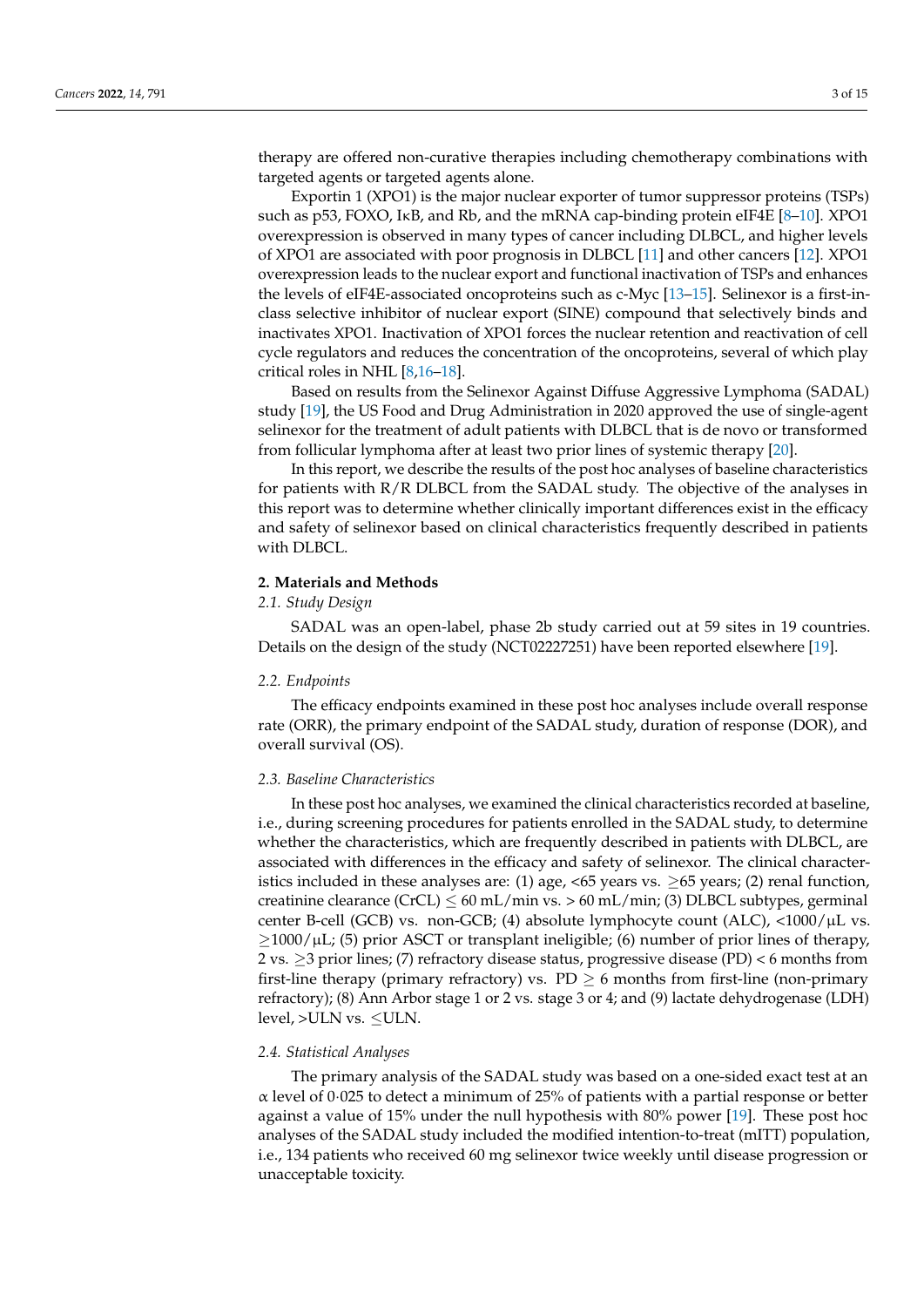therapy are offered non-curative therapies including chemotherapy combinations with targeted agents or targeted agents alone.

Exportin 1 (XPO1) is the major nuclear exporter of tumor suppressor proteins (TSPs) such as p53, FOXO, IκB, and Rb, and the mRNA cap-binding protein eIF4E [8–10]. XPO1 overexpression is observed in many types of cancer including DLBCL, and higher levels of XPO1 are associated with poor prognosis in DLBCL [11] and other cancers [12]. XPO1 overexpression leads to the nuclear export and functional inactivation of TSPs and enhances the levels of eIF4E-associated oncoproteins such as c-Myc [13–15]. Selinexor is a first-in-class selective inhibitor of nuclear export (SINE) compound that selectively binds and inactivates XPO1. Inactivation of XPO1 forces the nuclear retention and reactivation of cell cycle regulators and reduces the concentration of the oncoproteins, several of which play critical roles in NHL [8,16–18].

Based on results from the Selinexor Against Diffuse Aggressive Lymphoma (SADAL) study [19], the US Food and Drug Administration in 2020 approved the use of single-agent selinexor for the treatment of adult patients with DLBCL that is de novo or transformed from follicular lymphoma after at least two prior lines of systemic therapy [20].

In this report, we describe the results of the post hoc analyses of baseline characteristics for patients with R/R DLBCL from the SADAL study. The objective of the analyses in this report was to determine whether clinically important differences exist in the efficacy and safety of selinexor based on clinical characteristics frequently described in patients with DLBCL.

## 2. Materials and Methods

### *2.1. Study Design*

SADAL was an open-label, phase 2b study carried out at 59 sites in 19 countries. Details on the design of the study (NCT02227251) have been reported elsewhere [19].

### *2.2. Endpoints*

The efficacy endpoints examined in these post hoc analyses include overall response rate (ORR), the primary endpoint of the SADAL study, duration of response (DOR), and overall survival (OS).

### *2.3. Baseline Characteristics*

In these post hoc analyses, we examined the clinical characteristics recorded at baseline, i.e., during screening procedures for patients enrolled in the SADAL study, to determine whether the characteristics, which are frequently described in patients with DLBCL, are associated with differences in the efficacy and safety of selinexor. The clinical characteristics included in these analyses are: (1) age, <65 years vs. ≥65 years; (2) renal function, creatinine clearance (CrCL) ≤ 60 mL/min vs. > 60 mL/min; (3) DLBCL subtypes, germinal center B-cell (GCB) vs. non-GCB; (4) absolute lymphocyte count (ALC), <1000/μL vs. ≥1000/μL; (5) prior ASCT or transplant ineligible; (6) number of prior lines of therapy, 2 vs. ≥3 prior lines; (7) refractory disease status, progressive disease (PD) < 6 months from first-line therapy (primary refractory) vs. PD ≥ 6 months from first-line (non-primary refractory); (8) Ann Arbor stage 1 or 2 vs. stage 3 or 4; and (9) lactate dehydrogenase (LDH) level, >ULN vs. ≤ULN.

### *2.4. Statistical Analyses*

The primary analysis of the SADAL study was based on a one-sided exact test at an α level of 0·025 to detect a minimum of 25% of patients with a partial response or better against a value of 15% under the null hypothesis with 80% power [19]. These post hoc analyses of the SADAL study included the modified intention-to-treat (mITT) population, i.e., 134 patients who received 60 mg selinexor twice weekly until disease progression or unacceptable toxicity.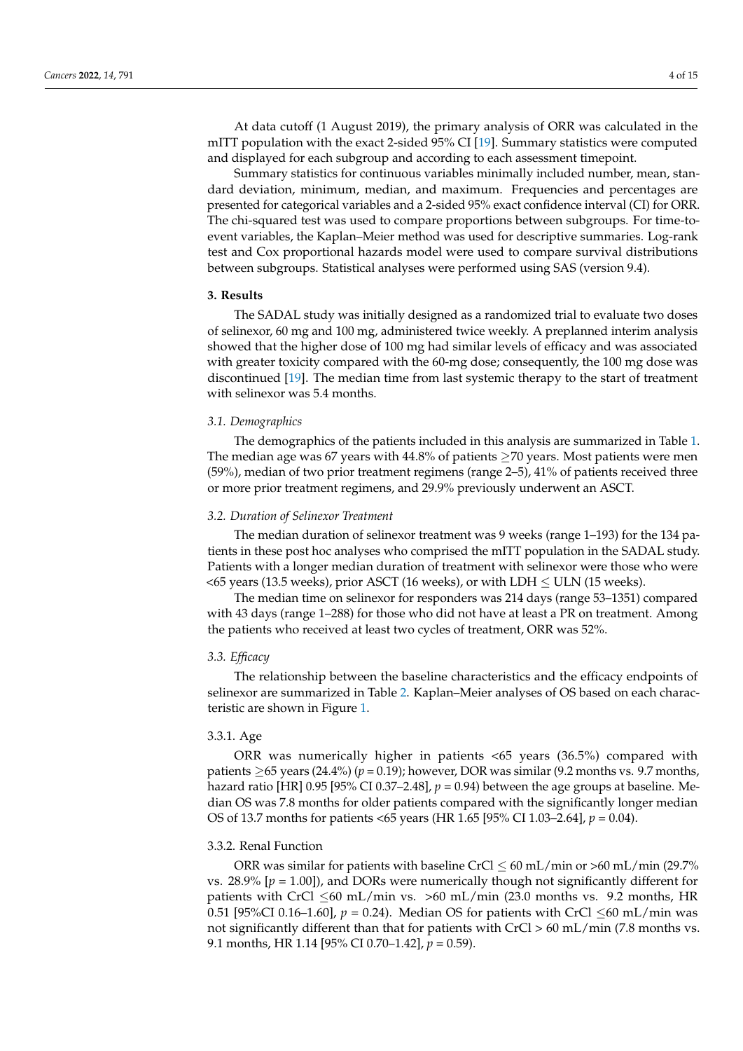At data cutoff (1 August 2019), the primary analysis of ORR was calculated in the mITT population with the exact 2-sided 95% CI [19]. Summary statistics were computed and displayed for each subgroup and according to each assessment timepoint.

Summary statistics for continuous variables minimally included number, mean, standard deviation, minimum, median, and maximum. Frequencies and percentages are presented for categorical variables and a 2-sided 95% exact confidence interval (CI) for ORR. The chi-squared test was used to compare proportions between subgroups. For time-to-event variables, the Kaplan–Meier method was used for descriptive summaries. Log-rank test and Cox proportional hazards model were used to compare survival distributions between subgroups. Statistical analyses were performed using SAS (version 9.4).

## 3. Results

The SADAL study was initially designed as a randomized trial to evaluate two doses of selinexor, 60 mg and 100 mg, administered twice weekly. A preplanned interim analysis showed that the higher dose of 100 mg had similar levels of efficacy and was associated with greater toxicity compared with the 60-mg dose; consequently, the 100 mg dose was discontinued [19]. The median time from last systemic therapy to the start of treatment with selinexor was 5.4 months.

### *3.1. Demographics*

The demographics of the patients included in this analysis are summarized in Table 1. The median age was 67 years with 44.8% of patients $\geq$70 years. Most patients were men (59%), median of two prior treatment regimens (range 2–5), 41% of patients received three or more prior treatment regimens, and 29.9% previously underwent an ASCT.

### *3.2. Duration of Selinexor Treatment*

The median duration of selinexor treatment was 9 weeks (range 1–193) for the 134 patients in these post hoc analyses who comprised the mITT population in the SADAL study. Patients with a longer median duration of treatment with selinexor were those who were <65 years (13.5 weeks), prior ASCT (16 weeks), or with LDH $\leq$ ULN (15 weeks).

The median time on selinexor for responders was 214 days (range 53–1351) compared with 43 days (range 1–288) for those who did not have at least a PR on treatment. Among the patients who received at least two cycles of treatment, ORR was 52%.

### *3.3. Efficacy*

The relationship between the baseline characteristics and the efficacy endpoints of selinexor are summarized in Table 2. Kaplan–Meier analyses of OS based on each characteristic are shown in Figure 1.

#### 3.3.1. Age

ORR was numerically higher in patients <65 years (36.5%) compared with patients $\geq$65 years (24.4%) ($p$ = 0.19); however, DOR was similar (9.2 months vs. 9.7 months, hazard ratio [HR] 0.95 [95% CI 0.37–2.48], $p$ = 0.94) between the age groups at baseline. Median OS was 7.8 months for older patients compared with the significantly longer median OS of 13.7 months for patients <65 years (HR 1.65 [95% CI 1.03–2.64], $p$ = 0.04).

#### 3.3.2. Renal Function

ORR was similar for patients with baseline CrCl $\leq$ 60 mL/min or >60 mL/min (29.7% vs. 28.9% [$p$ = 1.00]), and DORs were numerically though not significantly different for patients with CrCl $\leq$60 mL/min vs. >60 mL/min (23.0 months vs. 9.2 months, HR 0.51 [95%CI 0.16–1.60], $p$ = 0.24). Median OS for patients with CrCl $\leq$60 mL/min was not significantly different than that for patients with CrCl > 60 mL/min (7.8 months vs. 9.1 months, HR 1.14 [95% CI 0.70–1.42], $p$ = 0.59).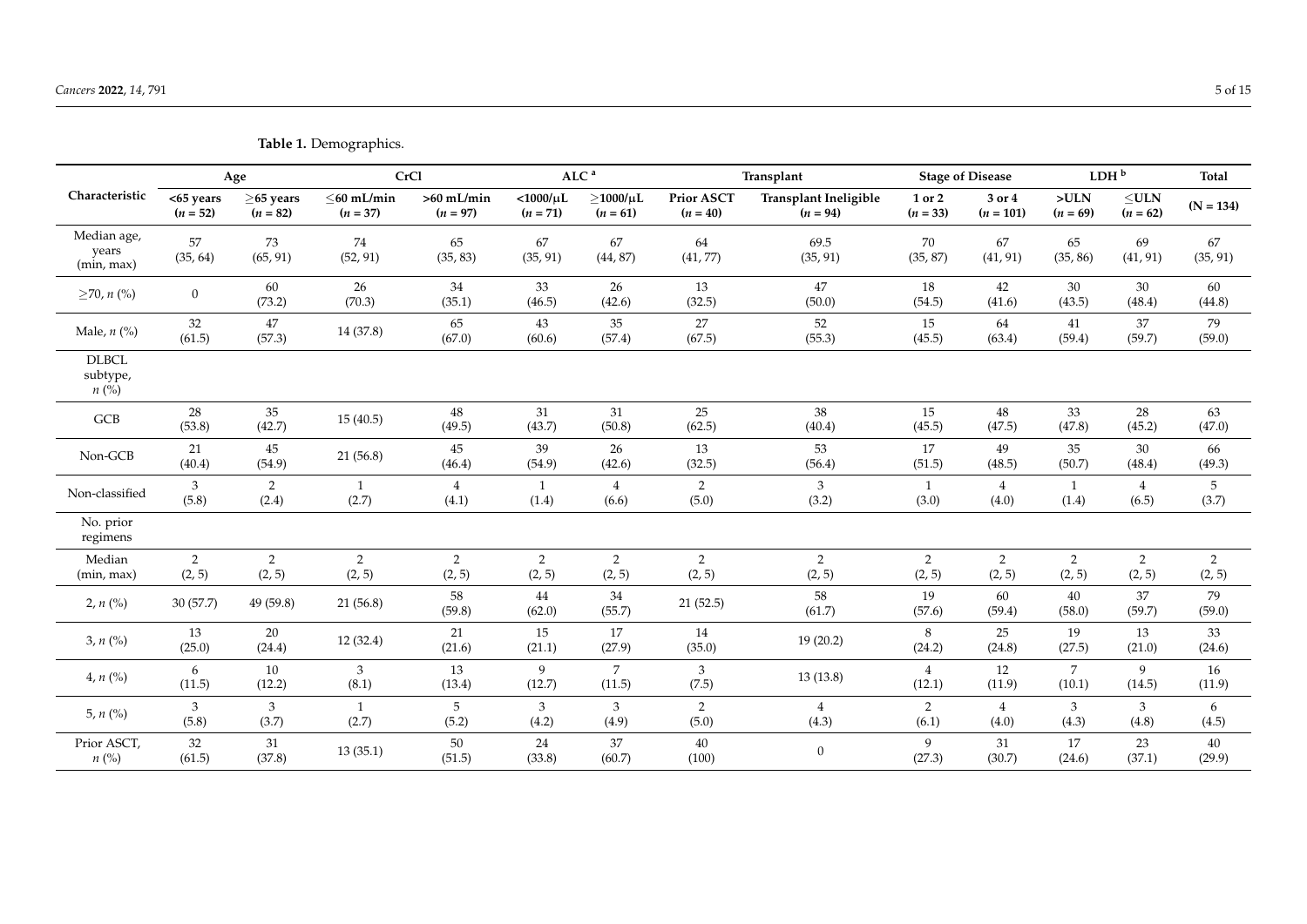**Table 1.** Demographics.

| Characteristic | Age | | CrCl | | ALC [a] | | Transplant | | Stage of Disease | | LDH [b] | | Total |
|---|---|---|---|---|---|---|---|---|---|---|---|---|---|
| | <65 years (*n* = 52) | ≥65 years (*n* = 82) | ≤60 mL/min (*n* = 37) | >60 mL/min (*n* = 97) | <1000/μL (*n* = 71) | ≥1000/μL (*n* = 61) | Prior ASCT (*n* = 40) | Transplant Ineligible (*n* = 94) | 1 or 2 (*n* = 33) | 3 or 4 (*n* = 101) | >ULN (*n* = 69) | ≤ULN (*n* = 62) | (N = 134) |
| Median age, years (min, max) | 57 (35, 64) | 73 (65, 91) | 74 (52, 91) | 65 (35, 83) | 67 (35, 91) | 67 (44, 87) | 64 (41, 77) | 69.5 (35, 91) | 70 (35, 87) | 67 (41, 91) | 65 (35, 86) | 69 (41, 91) | 67 (35, 91) |
| ≥70, *n* (%) | 0 | 60 (73.2) | 26 (70.3) | 34 (35.1) | 33 (46.5) | 26 (42.6) | 13 (32.5) | 47 (50.0) | 18 (54.5) | 42 (41.6) | 30 (43.5) | 30 (48.4) | 60 (44.8) |
| Male, *n* (%) | 32 (61.5) | 47 (57.3) | 14 (37.8) | 65 (67.0) | 43 (60.6) | 35 (57.4) | 27 (67.5) | 52 (55.3) | 15 (45.5) | 64 (63.4) | 41 (59.4) | 37 (59.7) | 79 (59.0) |
| DLBCL subtype, *n* (%) | | | | | | | | | | | | | |
| GCB | 28 (53.8) | 35 (42.7) | 15 (40.5) | 48 (49.5) | 31 (43.7) | 31 (50.8) | 25 (62.5) | 38 (40.4) | 15 (45.5) | 48 (47.5) | 33 (47.8) | 28 (45.2) | 63 (47.0) |
| Non-GCB | 21 (40.4) | 45 (54.9) | 21 (56.8) | 45 (46.4) | 39 (54.9) | 26 (42.6) | 13 (32.5) | 53 (56.4) | 17 (51.5) | 49 (48.5) | 35 (50.7) | 30 (48.4) | 66 (49.3) |
| Non-classified | 3 (5.8) | 2 (2.4) | 1 (2.7) | 4 (4.1) | 1 (1.4) | 4 (6.6) | 2 (5.0) | 3 (3.2) | 1 (3.0) | 4 (4.0) | 1 (1.4) | 4 (6.5) | 5 (3.7) |
| No. prior regimens | | | | | | | | | | | | | |
| Median (min, max) | 2 (2, 5) | 2 (2, 5) | 2 (2, 5) | 2 (2, 5) | 2 (2, 5) | 2 (2, 5) | 2 (2, 5) | 2 (2, 5) | 2 (2, 5) | 2 (2, 5) | 2 (2, 5) | 2 (2, 5) | 2 (2, 5) |
| 2, *n* (%) | 30 (57.7) | 49 (59.8) | 21 (56.8) | 58 (59.8) | 44 (62.0) | 34 (55.7) | 21 (52.5) | 58 (61.7) | 19 (57.6) | 60 (59.4) | 40 (58.0) | 37 (59.7) | 79 (59.0) |
| 3, *n* (%) | 13 (25.0) | 20 (24.4) | 12 (32.4) | 21 (21.6) | 15 (21.1) | 17 (27.9) | 14 (35.0) | 19 (20.2) | 8 (24.2) | 25 (24.8) | 19 (27.5) | 13 (21.0) | 33 (24.6) |
| 4, *n* (%) | 6 (11.5) | 10 (12.2) | 3 (8.1) | 13 (13.4) | 9 (12.7) | 7 (11.5) | 3 (7.5) | 13 (13.8) | 4 (12.1) | 12 (11.9) | 7 (10.1) | 9 (14.5) | 16 (11.9) |
| 5, *n* (%) | 3 (5.8) | 3 (3.7) | 1 (2.7) | 5 (5.2) | 3 (4.2) | 3 (4.9) | 2 (5.0) | 4 (4.3) | 2 (6.1) | 4 (4.0) | 3 (4.3) | 3 (4.8) | 6 (4.5) |
| Prior ASCT, *n* (%) | 32 (61.5) | 31 (37.8) | 13 (35.1) | 50 (51.5) | 24 (33.8) | 37 (60.7) | 40 (100) | 0 | 9 (27.3) | 31 (30.7) | 17 (24.6) | 23 (37.1) | 40 (29.9) |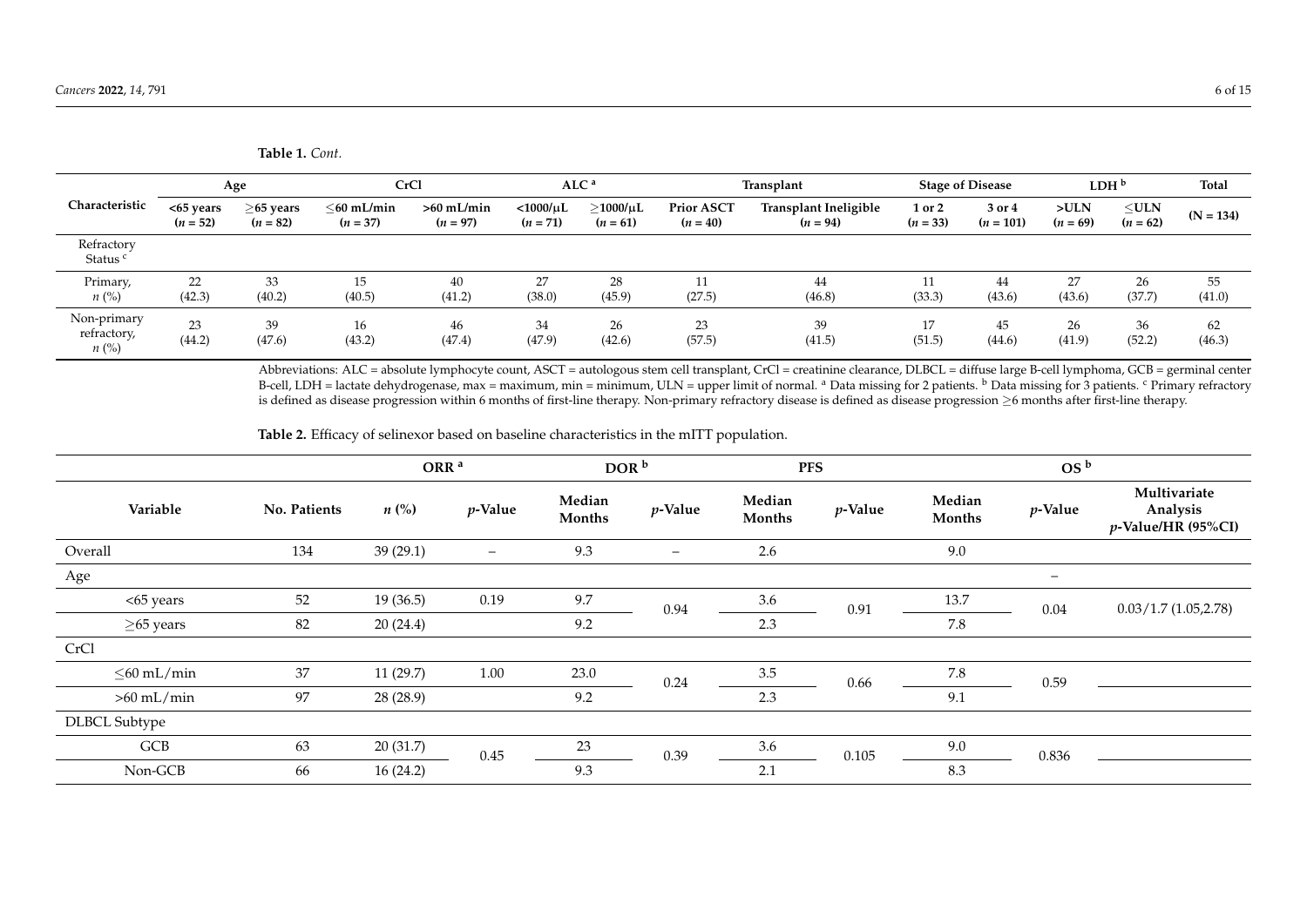**Table 1.** *Cont.*

| Characteristic | Age | | CrCl | | ALC [a] | | Transplant | | Stage of Disease | | LDH [b] | | Total |
|---|---|---|---|---|---|---|---|---|---|---|---|---|---|
| | <65 years ($n$ = 52) | ≥65 years ($n$ = 82) | ≤60 mL/min ($n$ = 37) | >60 mL/min ($n$ = 97) | <1000/μL ($n$ = 71) | ≥1000/μL ($n$ = 61) | Prior ASCT ($n$ = 40) | Transplant Ineligible ($n$ = 94) | 1 or 2 ($n$ = 33) | 3 or 4 ($n$ = 101) | >ULN ($n$ = 69) | ≤ULN ($n$ = 62) | (N = 134) |
| Refractory Status [c] | | | | | | | | | | | | | |
| Primary, $n$ (%) | 22 (42.3) | 33 (40.2) | 15 (40.5) | 40 (41.2) | 27 (38.0) | 28 (45.9) | 11 (27.5) | 44 (46.8) | 11 (33.3) | 44 (43.6) | 27 (43.6) | 26 (37.7) | 55 (41.0) |
| Non-primary refractory, $n$ (%) | 23 (44.2) | 39 (47.6) | 16 (43.2) | 46 (47.4) | 34 (47.9) | 26 (42.6) | 23 (57.5) | 39 (41.5) | 17 (51.5) | 45 (44.6) | 26 (41.9) | 36 (52.2) | 62 (46.3) |

Abbreviations: ALC = absolute lymphocyte count, ASCT = autologous stem cell transplant, CrCl = creatinine clearance, DLBCL = diffuse large B-cell lymphoma, GCB = germinal center B-cell, LDH = lactate dehydrogenase, max = maximum, min = minimum, ULN = upper limit of normal. [a] Data missing for 2 patients. [b] Data missing for 3 patients. [c] Primary refractory is defined as disease progression within 6 months of first-line therapy. Non-primary refractory disease is defined as disease progression ≥6 months after first-line therapy.

**Table 2.** Efficacy of selinexor based on baseline characteristics in the mITT population.

| Variable | No. Patients | ORR [a] | | DOR [b] | | PFS | | OS [b] | | |
|---|---|---|---|---|---|---|---|---|---|---|
| | | $n$ (%) | $p$-Value | Median Months | $p$-Value | Median Months | $p$-Value | Median Months | $p$-Value | Multivariate Analysis $p$-Value/HR (95%CI) |
| Overall | 134 | 39 (29.1) | – | 9.3 | – | 2.6 | | 9.0 | | |
| Age | | | | | | | | | – | |
| <65 years | 52 | 19 (36.5) | 0.19 | 9.7 | 0.94 | 3.6 | 0.91 | 13.7 | 0.04 | 0.03/1.7 (1.05,2.78) |
| ≥65 years | 82 | 20 (24.4) | | 9.2 | | 2.3 | | 7.8 | | |
| CrCl | | | | | | | | | | |
| ≤60 mL/min | 37 | 11 (29.7) | 1.00 | 23.0 | 0.24 | 3.5 | 0.66 | 7.8 | 0.59 | |
| >60 mL/min | 97 | 28 (28.9) | | 9.2 | | 2.3 | | 9.1 | | |
| DLBCL Subtype | | | | | | | | | | |
| GCB | 63 | 20 (31.7) | 0.45 | 23 | 0.39 | 3.6 | 0.105 | 9.0 | 0.836 | |
| Non-GCB | 66 | 16 (24.2) | | 9.3 | | 2.1 | | 8.3 | | |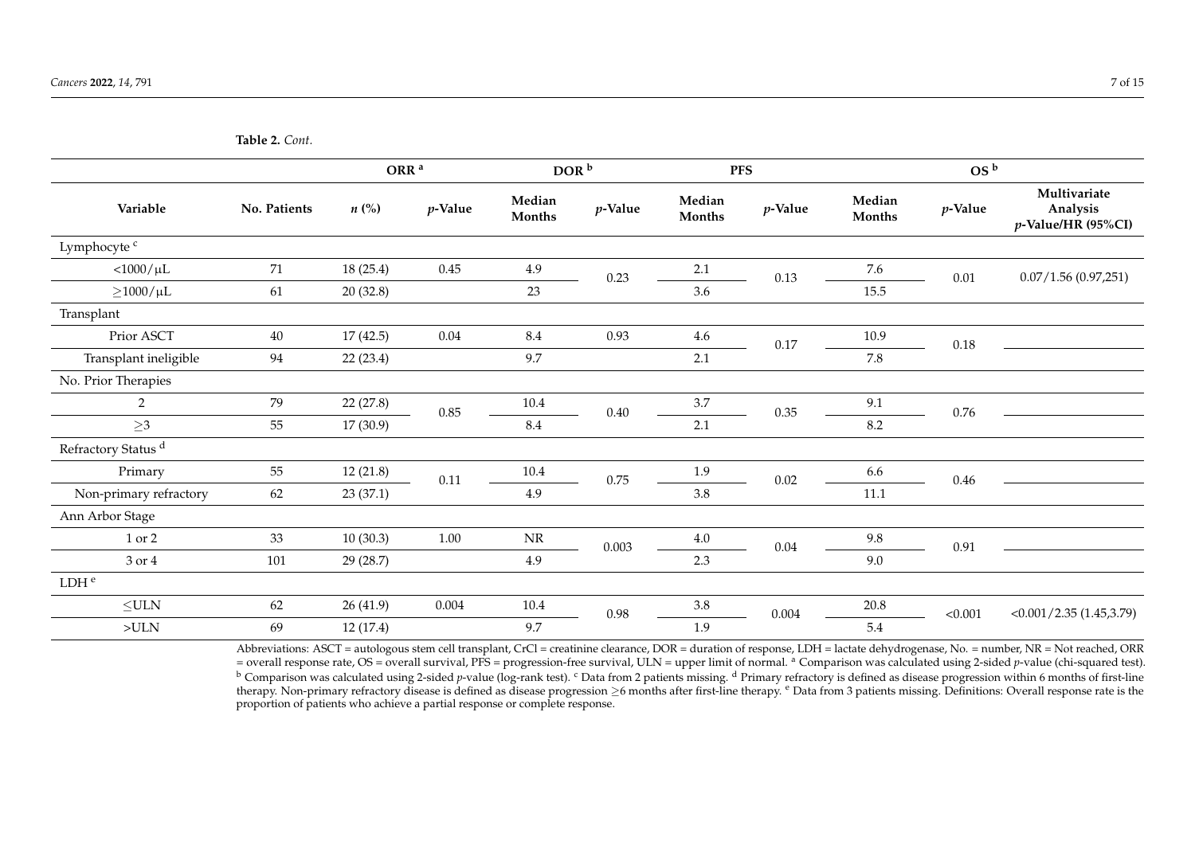**Table 2.** *Cont.*

| | | ORR [a] | | DOR [b] | | PFS | | OS [b] | | |
|---|---|---|---|---|---|---|---|---|---|---|
| **Variable** | **No. Patients** | ***n* (%)** | ***p*-Value** | **Median Months** | ***p*-Value** | **Median Months** | ***p*-Value** | **Median Months** | ***p*-Value** | **Multivariate Analysis *p*-Value/HR (95%CI)** |
| Lymphocyte [c] | | | | | | | | | | |
| <1000/μL | 71 | 18 (25.4) | 0.45 | 4.9 | 0.23 | 2.1 | 0.13 | 7.6 | 0.01 | 0.07/1.56 (0.97,251) |
| ≥1000/μL | 61 | 20 (32.8) | | 23 | | 3.6 | | 15.5 | | |
| Transplant | | | | | | | | | | |
| Prior ASCT | 40 | 17 (42.5) | 0.04 | 8.4 | 0.93 | 4.6 | 0.17 | 10.9 | 0.18 | |
| Transplant ineligible | 94 | 22 (23.4) | | 9.7 | | 2.1 | | 7.8 | | |
| No. Prior Therapies | | | | | | | | | | |
| 2 | 79 | 22 (27.8) | 0.85 | 10.4 | 0.40 | 3.7 | 0.35 | 9.1 | 0.76 | |
| ≥3 | 55 | 17 (30.9) | | 8.4 | | 2.1 | | 8.2 | | |
| Refractory Status [d] | | | | | | | | | | |
| Primary | 55 | 12 (21.8) | 0.11 | 10.4 | 0.75 | 1.9 | 0.02 | 6.6 | 0.46 | |
| Non-primary refractory | 62 | 23 (37.1) | | 4.9 | | 3.8 | | 11.1 | | |
| Ann Arbor Stage | | | | | | | | | | |
| 1 or 2 | 33 | 10 (30.3) | 1.00 | NR | 0.003 | 4.0 | 0.04 | 9.8 | 0.91 | |
| 3 or 4 | 101 | 29 (28.7) | | 4.9 | | 2.3 | | 9.0 | | |
| LDH [e] | | | | | | | | | | |
| ≤ULN | 62 | 26 (41.9) | 0.004 | 10.4 | 0.98 | 3.8 | 0.004 | 20.8 | <0.001 | <0.001/2.35 (1.45,3.79) |
| >ULN | 69 | 12 (17.4) | | 9.7 | | 1.9 | | 5.4 | | |

Abbreviations: ASCT = autologous stem cell transplant, CrCl = creatinine clearance, DOR = duration of response, LDH = lactate dehydrogenase, No. = number, NR = Not reached, ORR = overall response rate, OS = overall survival, PFS = progression-free survival, ULN = upper limit of normal. [a] Comparison was calculated using 2-sided *p*-value (chi-squared test). [b] Comparison was calculated using 2-sided *p*-value (log-rank test). [c] Data from 2 patients missing. [d] Primary refractory is defined as disease progression within 6 months of first-line therapy. Non-primary refractory disease is defined as disease progression ≥6 months after first-line therapy. [e] Data from 3 patients missing. Definitions: Overall response rate is the proportion of patients who achieve a partial response or complete response.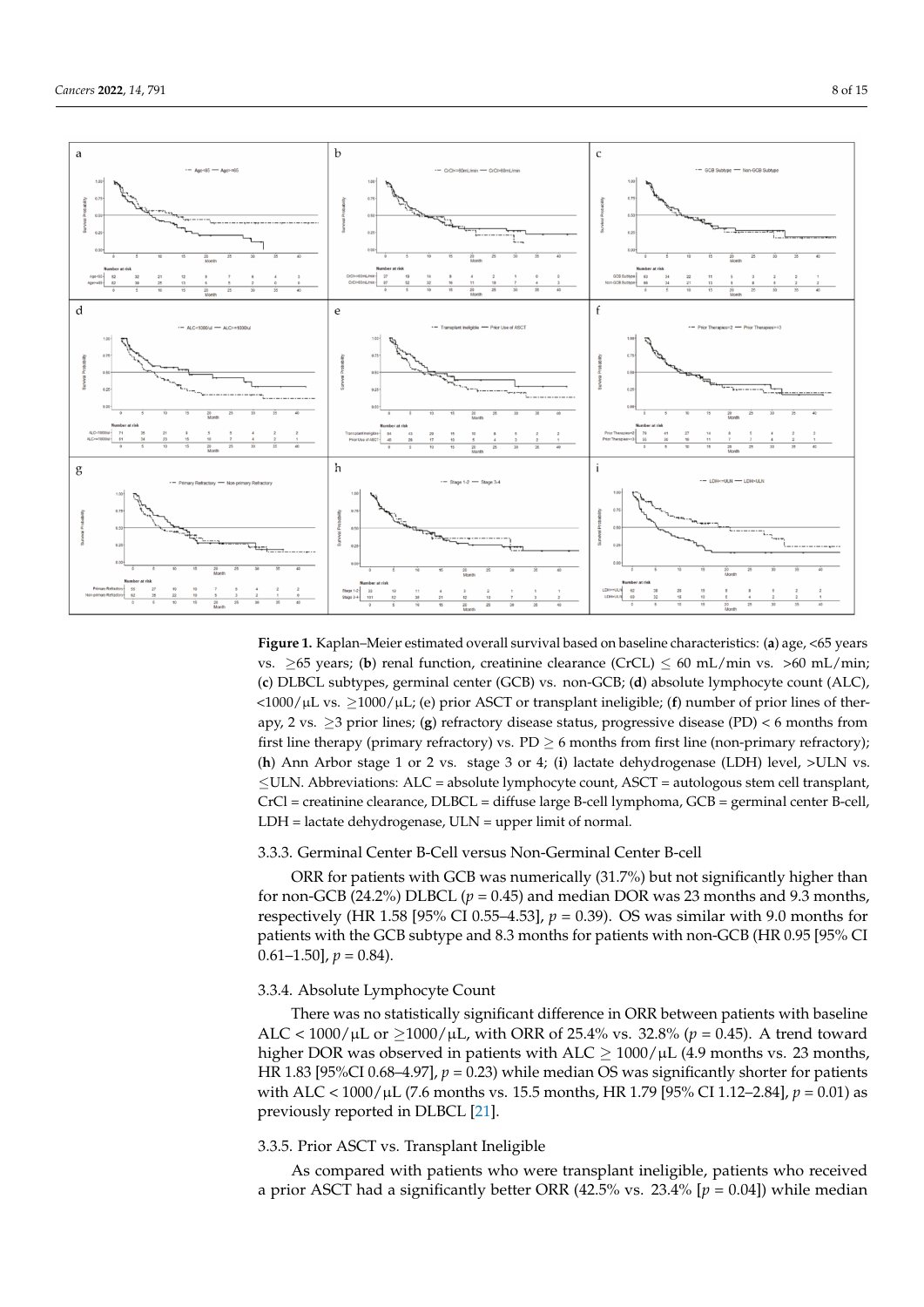**Figure 1.** Kaplan–Meier estimated overall survival based on baseline characteristics: (**a**) age, <65 years vs. ≥65 years; (**b**) renal function, creatinine clearance (CrCL) ≤ 60 mL/min vs. >60 mL/min; (**c**) DLBCL subtypes, germinal center (GCB) vs. non-GCB; (**d**) absolute lymphocyte count (ALC), <1000/µL vs. ≥1000/µL; (e) prior ASCT or transplant ineligible; (**f**) number of prior lines of therapy, 2 vs. ≥3 prior lines; (**g**) refractory disease status, progressive disease (PD) < 6 months from first line therapy (primary refractory) vs. PD ≥ 6 months from first line (non-primary refractory); (**h**) Ann Arbor stage 1 or 2 vs. stage 3 or 4; (**i**) lactate dehydrogenase (LDH) level, >ULN vs. ≤ULN. Abbreviations: ALC = absolute lymphocyte count, ASCT = autologous stem cell transplant, CrCl = creatinine clearance, DLBCL = diffuse large B-cell lymphoma, GCB = germinal center B-cell, LDH = lactate dehydrogenase, ULN = upper limit of normal.

### 3.3.3. Germinal Center B-Cell versus Non-Germinal Center B-cell

ORR for patients with GCB was numerically (31.7%) but not significantly higher than for non-GCB (24.2%) DLBCL ($p = 0.45$) and median DOR was 23 months and 9.3 months, respectively (HR 1.58 [95% CI 0.55–4.53], $p = 0.39$). OS was similar with 9.0 months for patients with the GCB subtype and 8.3 months for patients with non-GCB (HR 0.95 [95% CI 0.61–1.50], $p = 0.84$).

### 3.3.4. Absolute Lymphocyte Count

There was no statistically significant difference in ORR between patients with baseline ALC < 1000/µL or ≥1000/µL, with ORR of 25.4% vs. 32.8% ($p = 0.45$). A trend toward higher DOR was observed in patients with ALC ≥ 1000/µL (4.9 months vs. 23 months, HR 1.83 [95%CI 0.68–4.97], $p = 0.23$) while median OS was significantly shorter for patients with ALC < 1000/µL (7.6 months vs. 15.5 months, HR 1.79 [95% CI 1.12–2.84], $p = 0.01$) as previously reported in DLBCL [21].

### 3.3.5. Prior ASCT vs. Transplant Ineligible

As compared with patients who were transplant ineligible, patients who received a prior ASCT had a significantly better ORR (42.5% vs. 23.4% [$p = 0.04$]) while median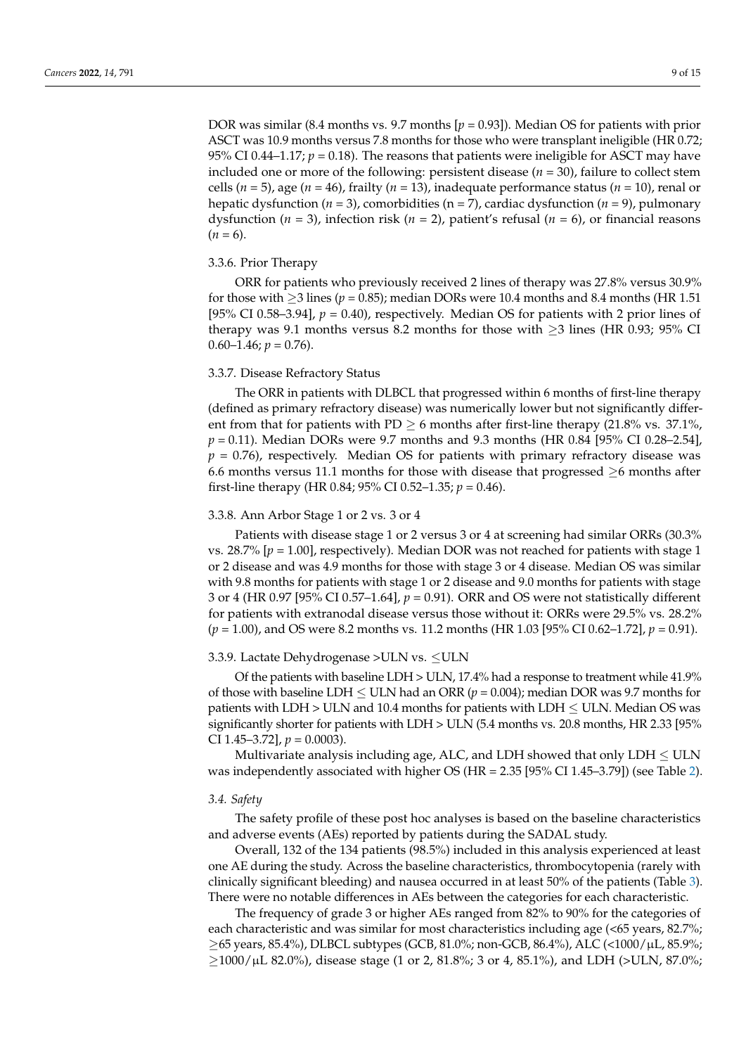DOR was similar (8.4 months vs. 9.7 months [$p = 0.93$]). Median OS for patients with prior ASCT was 10.9 months versus 7.8 months for those who were transplant ineligible (HR 0.72; 95% CI 0.44–1.17; $p = 0.18$). The reasons that patients were ineligible for ASCT may have included one or more of the following: persistent disease ($n = 30$), failure to collect stem cells ($n = 5$), age ($n = 46$), frailty ($n = 13$), inadequate performance status ($n = 10$), renal or hepatic dysfunction ($n = 3$), comorbidities (n = 7), cardiac dysfunction ($n = 9$), pulmonary dysfunction ($n = 3$), infection risk ($n = 2$), patient's refusal ($n = 6$), or financial reasons ($n = 6$).

#### 3.3.6. Prior Therapy

ORR for patients who previously received 2 lines of therapy was 27.8% versus 30.9% for those with $\geq$3 lines ($p = 0.85$); median DORs were 10.4 months and 8.4 months (HR 1.51 [95% CI 0.58–3.94], $p = 0.40$), respectively. Median OS for patients with 2 prior lines of therapy was 9.1 months versus 8.2 months for those with $\geq$3 lines (HR 0.93; 95% CI 0.60–1.46; $p = 0.76$).

#### 3.3.7. Disease Refractory Status

The ORR in patients with DLBCL that progressed within 6 months of first-line therapy (defined as primary refractory disease) was numerically lower but not significantly different from that for patients with PD $\geq$ 6 months after first-line therapy (21.8% vs. 37.1%, $p = 0.11$). Median DORs were 9.7 months and 9.3 months (HR 0.84 [95% CI 0.28–2.54], $p = 0.76$), respectively. Median OS for patients with primary refractory disease was 6.6 months versus 11.1 months for those with disease that progressed $\geq$6 months after first-line therapy (HR 0.84; 95% CI 0.52–1.35; $p = 0.46$).

#### 3.3.8. Ann Arbor Stage 1 or 2 vs. 3 or 4

Patients with disease stage 1 or 2 versus 3 or 4 at screening had similar ORRs (30.3% vs. 28.7% [$p = 1.00$], respectively). Median DOR was not reached for patients with stage 1 or 2 disease and was 4.9 months for those with stage 3 or 4 disease. Median OS was similar with 9.8 months for patients with stage 1 or 2 disease and 9.0 months for patients with stage 3 or 4 (HR 0.97 [95% CI 0.57–1.64], $p = 0.91$). ORR and OS were not statistically different for patients with extranodal disease versus those without it: ORRs were 29.5% vs. 28.2% ($p = 1.00$), and OS were 8.2 months vs. 11.2 months (HR 1.03 [95% CI 0.62–1.72], $p = 0.91$).

#### 3.3.9. Lactate Dehydrogenase >ULN vs. ≤ULN

Of the patients with baseline LDH > ULN, 17.4% had a response to treatment while 41.9% of those with baseline LDH $\leq$ ULN had an ORR ($p = 0.004$); median DOR was 9.7 months for patients with LDH > ULN and 10.4 months for patients with LDH $\leq$ ULN. Median OS was significantly shorter for patients with LDH > ULN (5.4 months vs. 20.8 months, HR 2.33 [95% CI 1.45–3.72], $p = 0.0003$).

Multivariate analysis including age, ALC, and LDH showed that only LDH $\leq$ ULN was independently associated with higher OS (HR = 2.35 [95% CI 1.45–3.79]) (see Table 2).

### *3.4. Safety*

The safety profile of these post hoc analyses is based on the baseline characteristics and adverse events (AEs) reported by patients during the SADAL study.

Overall, 132 of the 134 patients (98.5%) included in this analysis experienced at least one AE during the study. Across the baseline characteristics, thrombocytopenia (rarely with clinically significant bleeding) and nausea occurred in at least 50% of the patients (Table 3). There were no notable differences in AEs between the categories for each characteristic.

The frequency of grade 3 or higher AEs ranged from 82% to 90% for the categories of each characteristic and was similar for most characteristics including age (<65 years, 82.7%; $\geq$65 years, 85.4%), DLBCL subtypes (GCB, 81.0%; non-GCB, 86.4%), ALC (<1000/μL, 85.9%; $\geq$1000/μL 82.0%), disease stage (1 or 2, 81.8%; 3 or 4, 85.1%), and LDH (>ULN, 87.0%;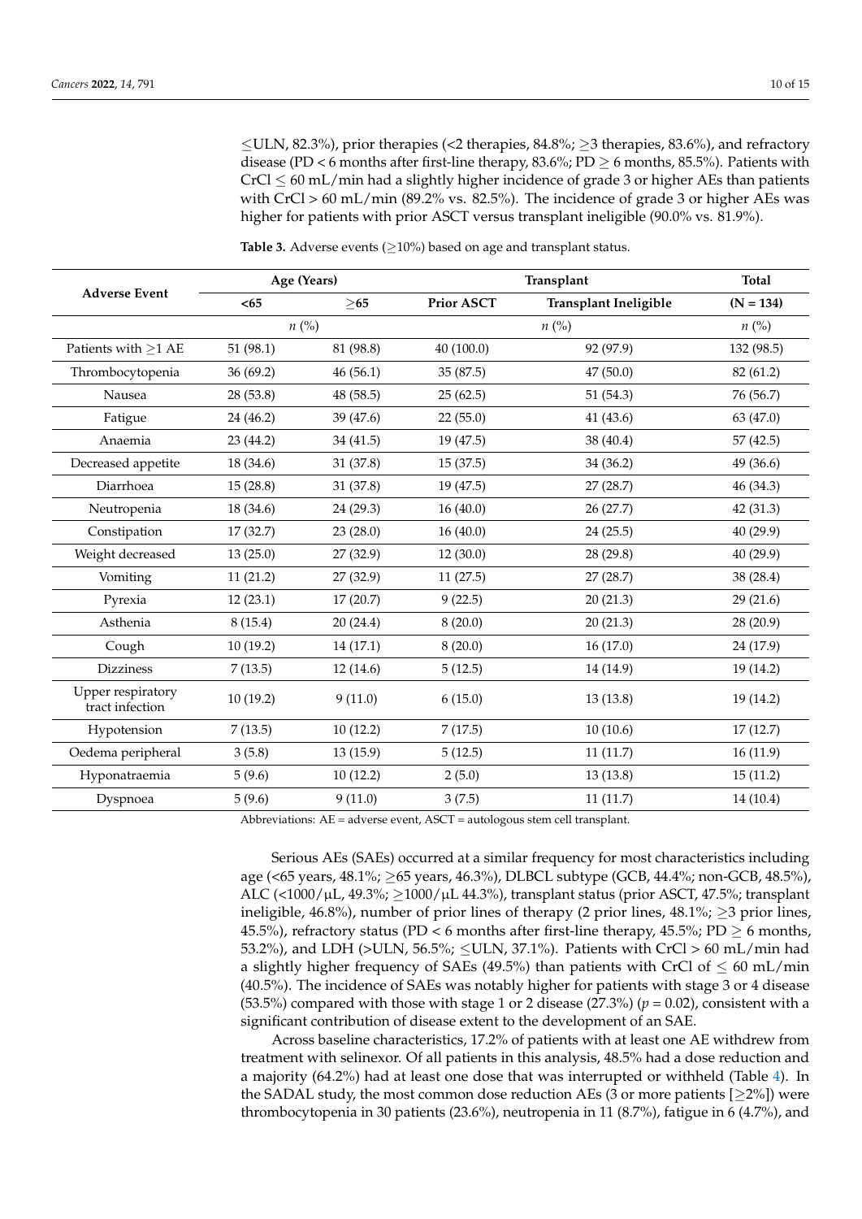≤ULN, 82.3%), prior therapies (<2 therapies, 84.8%; ≥3 therapies, 83.6%), and refractory disease (PD < 6 months after first-line therapy, 83.6%; PD ≥ 6 months, 85.5%). Patients with CrCl ≤ 60 mL/min had a slightly higher incidence of grade 3 or higher AEs than patients with CrCl > 60 mL/min (89.2% vs. 82.5%). The incidence of grade 3 or higher AEs was higher for patients with prior ASCT versus transplant ineligible (90.0% vs. 81.9%).

**Table 3.** Adverse events (≥10%) based on age and transplant status.

| Adverse Event | Age (Years) | | Transplant | | Total |
|---|---|---|---|---|---|
| | <65 | ≥65 | Prior ASCT | Transplant Ineligible | (N = 134) |
| | *n* (%) | | *n* (%) | | *n* (%) |
| Patients with ≥1 AE | 51 (98.1) | 81 (98.8) | 40 (100.0) | 92 (97.9) | 132 (98.5) |
| Thrombocytopenia | 36 (69.2) | 46 (56.1) | 35 (87.5) | 47 (50.0) | 82 (61.2) |
| Nausea | 28 (53.8) | 48 (58.5) | 25 (62.5) | 51 (54.3) | 76 (56.7) |
| Fatigue | 24 (46.2) | 39 (47.6) | 22 (55.0) | 41 (43.6) | 63 (47.0) |
| Anaemia | 23 (44.2) | 34 (41.5) | 19 (47.5) | 38 (40.4) | 57 (42.5) |
| Decreased appetite | 18 (34.6) | 31 (37.8) | 15 (37.5) | 34 (36.2) | 49 (36.6) |
| Diarrhoea | 15 (28.8) | 31 (37.8) | 19 (47.5) | 27 (28.7) | 46 (34.3) |
| Neutropenia | 18 (34.6) | 24 (29.3) | 16 (40.0) | 26 (27.7) | 42 (31.3) |
| Constipation | 17 (32.7) | 23 (28.0) | 16 (40.0) | 24 (25.5) | 40 (29.9) |
| Weight decreased | 13 (25.0) | 27 (32.9) | 12 (30.0) | 28 (29.8) | 40 (29.9) |
| Vomiting | 11 (21.2) | 27 (32.9) | 11 (27.5) | 27 (28.7) | 38 (28.4) |
| Pyrexia | 12 (23.1) | 17 (20.7) | 9 (22.5) | 20 (21.3) | 29 (21.6) |
| Asthenia | 8 (15.4) | 20 (24.4) | 8 (20.0) | 20 (21.3) | 28 (20.9) |
| Cough | 10 (19.2) | 14 (17.1) | 8 (20.0) | 16 (17.0) | 24 (17.9) |
| Dizziness | 7 (13.5) | 12 (14.6) | 5 (12.5) | 14 (14.9) | 19 (14.2) |
| Upper respiratory tract infection | 10 (19.2) | 9 (11.0) | 6 (15.0) | 13 (13.8) | 19 (14.2) |
| Hypotension | 7 (13.5) | 10 (12.2) | 7 (17.5) | 10 (10.6) | 17 (12.7) |
| Oedema peripheral | 3 (5.8) | 13 (15.9) | 5 (12.5) | 11 (11.7) | 16 (11.9) |
| Hyponatraemia | 5 (9.6) | 10 (12.2) | 2 (5.0) | 13 (13.8) | 15 (11.2) |
| Dyspnoea | 5 (9.6) | 9 (11.0) | 3 (7.5) | 11 (11.7) | 14 (10.4) |

Abbreviations: AE = adverse event, ASCT = autologous stem cell transplant.

Serious AEs (SAEs) occurred at a similar frequency for most characteristics including age (<65 years, 48.1%; ≥65 years, 46.3%), DLBCL subtype (GCB, 44.4%; non-GCB, 48.5%), ALC (<1000/μL, 49.3%; ≥1000/μL 44.3%), transplant status (prior ASCT, 47.5%; transplant ineligible, 46.8%), number of prior lines of therapy (2 prior lines, 48.1%; ≥3 prior lines, 45.5%), refractory status (PD < 6 months after first-line therapy, 45.5%; PD ≥ 6 months, 53.2%), and LDH (>ULN, 56.5%; ≤ULN, 37.1%). Patients with CrCl > 60 mL/min had a slightly higher frequency of SAEs (49.5%) than patients with CrCl of ≤ 60 mL/min (40.5%). The incidence of SAEs was notably higher for patients with stage 3 or 4 disease (53.5%) compared with those with stage 1 or 2 disease (27.3%) ($p$ = 0.02), consistent with a significant contribution of disease extent to the development of an SAE.

Across baseline characteristics, 17.2% of patients with at least one AE withdrew from treatment with selinexor. Of all patients in this analysis, 48.5% had a dose reduction and a majority (64.2%) had at least one dose that was interrupted or withheld (Table 4). In the SADAL study, the most common dose reduction AEs (3 or more patients [≥2%]) were thrombocytopenia in 30 patients (23.6%), neutropenia in 11 (8.7%), fatigue in 6 (4.7%), and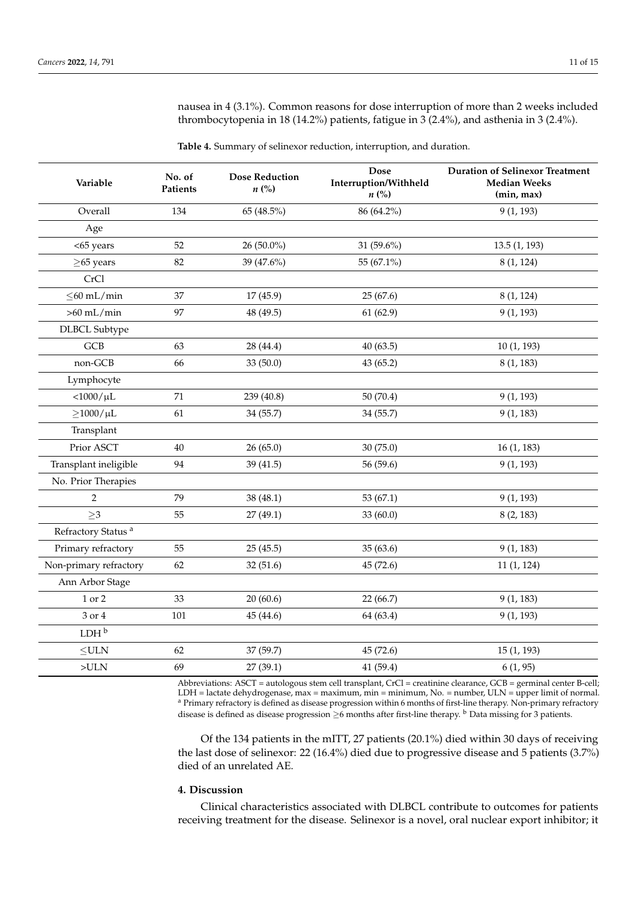nausea in 4 (3.1%). Common reasons for dose interruption of more than 2 weeks included thrombocytopenia in 18 (14.2%) patients, fatigue in 3 (2.4%), and asthenia in 3 (2.4%).

**Table 4.** Summary of selinexor reduction, interruption, and duration.

| Variable | No. of Patients | Dose Reduction *n* (%) | Dose Interruption/Withheld *n* (%) | Duration of Selinexor Treatment Median Weeks (min, max) |
|---|---|---|---|---|
| Overall | 134 | 65 (48.5%) | 86 (64.2%) | 9 (1, 193) |
| Age | | | | |
| <65 years | 52 | 26 (50.0%) | 31 (59.6%) | 13.5 (1, 193) |
| ≥65 years | 82 | 39 (47.6%) | 55 (67.1%) | 8 (1, 124) |
| CrCl | | | | |
| ≤60 mL/min | 37 | 17 (45.9) | 25 (67.6) | 8 (1, 124) |
| >60 mL/min | 97 | 48 (49.5) | 61 (62.9) | 9 (1, 193) |
| DLBCL Subtype | | | | |
| GCB | 63 | 28 (44.4) | 40 (63.5) | 10 (1, 193) |
| non-GCB | 66 | 33 (50.0) | 43 (65.2) | 8 (1, 183) |
| Lymphocyte | | | | |
| <1000/μL | 71 | 239 (40.8) | 50 (70.4) | 9 (1, 193) |
| ≥1000/μL | 61 | 34 (55.7) | 34 (55.7) | 9 (1, 183) |
| Transplant | | | | |
| Prior ASCT | 40 | 26 (65.0) | 30 (75.0) | 16 (1, 183) |
| Transplant ineligible | 94 | 39 (41.5) | 56 (59.6) | 9 (1, 193) |
| No. Prior Therapies | | | | |
| 2 | 79 | 38 (48.1) | 53 (67.1) | 9 (1, 193) |
| ≥3 | 55 | 27 (49.1) | 33 (60.0) | 8 (2, 183) |
| Refractory Status [a] | | | | |
| Primary refractory | 55 | 25 (45.5) | 35 (63.6) | 9 (1, 183) |
| Non-primary refractory | 62 | 32 (51.6) | 45 (72.6) | 11 (1, 124) |
| Ann Arbor Stage | | | | |
| 1 or 2 | 33 | 20 (60.6) | 22 (66.7) | 9 (1, 183) |
| 3 or 4 | 101 | 45 (44.6) | 64 (63.4) | 9 (1, 193) |
| LDH [b] | | | | |
| ≤ULN | 62 | 37 (59.7) | 45 (72.6) | 15 (1, 193) |
| >ULN | 69 | 27 (39.1) | 41 (59.4) | 6 (1, 95) |

Abbreviations: ASCT = autologous stem cell transplant, CrCl = creatinine clearance, GCB = germinal center B-cell; LDH = lactate dehydrogenase, max = maximum, min = minimum, No. = number, ULN = upper limit of normal. [a] Primary refractory is defined as disease progression within 6 months of first-line therapy. Non-primary refractory disease is defined as disease progression ≥6 months after first-line therapy. [b] Data missing for 3 patients.

Of the 134 patients in the mITT, 27 patients (20.1%) died within 30 days of receiving the last dose of selinexor: 22 (16.4%) died due to progressive disease and 5 patients (3.7%) died of an unrelated AE.

## 4. Discussion

Clinical characteristics associated with DLBCL contribute to outcomes for patients receiving treatment for the disease. Selinexor is a novel, oral nuclear export inhibitor; it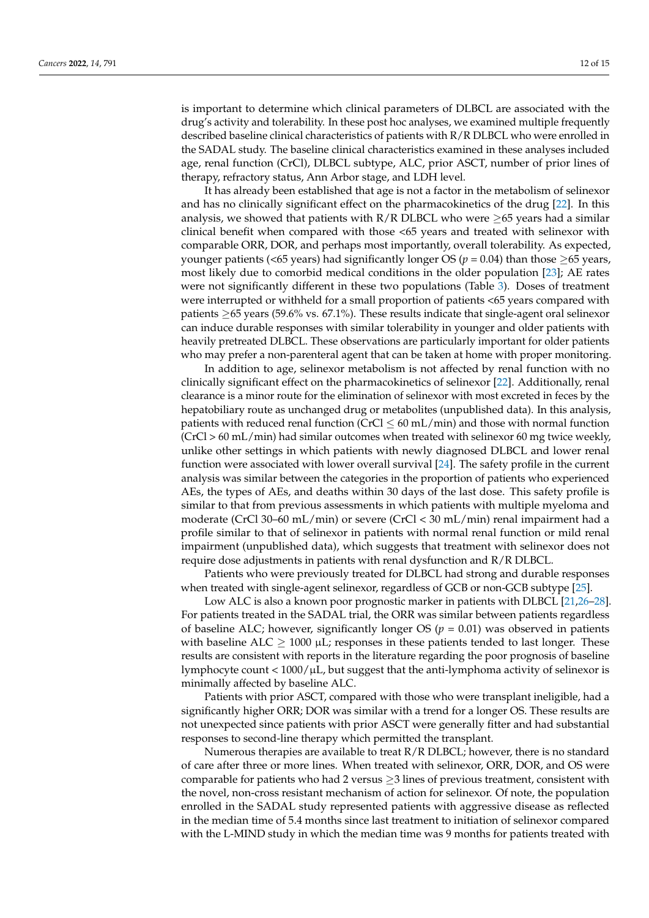is important to determine which clinical parameters of DLBCL are associated with the drug's activity and tolerability. In these post hoc analyses, we examined multiple frequently described baseline clinical characteristics of patients with R/R DLBCL who were enrolled in the SADAL study. The baseline clinical characteristics examined in these analyses included age, renal function (CrCl), DLBCL subtype, ALC, prior ASCT, number of prior lines of therapy, refractory status, Ann Arbor stage, and LDH level.

It has already been established that age is not a factor in the metabolism of selinexor and has no clinically significant effect on the pharmacokinetics of the drug [22]. In this analysis, we showed that patients with R/R DLBCL who were $\geq$65 years had a similar clinical benefit when compared with those <65 years and treated with selinexor with comparable ORR, DOR, and perhaps most importantly, overall tolerability. As expected, younger patients (<65 years) had significantly longer OS ($p = 0.04$) than those $\geq$65 years, most likely due to comorbid medical conditions in the older population [23]; AE rates were not significantly different in these two populations (Table 3). Doses of treatment were interrupted or withheld for a small proportion of patients <65 years compared with patients $\geq$65 years (59.6% vs. 67.1%). These results indicate that single-agent oral selinexor can induce durable responses with similar tolerability in younger and older patients with heavily pretreated DLBCL. These observations are particularly important for older patients who may prefer a non-parenteral agent that can be taken at home with proper monitoring.

In addition to age, selinexor metabolism is not affected by renal function with no clinically significant effect on the pharmacokinetics of selinexor [22]. Additionally, renal clearance is a minor route for the elimination of selinexor with most excreted in feces by the hepatobiliary route as unchanged drug or metabolites (unpublished data). In this analysis, patients with reduced renal function (CrCl $\leq$ 60 mL/min) and those with normal function (CrCl > 60 mL/min) had similar outcomes when treated with selinexor 60 mg twice weekly, unlike other settings in which patients with newly diagnosed DLBCL and lower renal function were associated with lower overall survival [24]. The safety profile in the current analysis was similar between the categories in the proportion of patients who experienced AEs, the types of AEs, and deaths within 30 days of the last dose. This safety profile is similar to that from previous assessments in which patients with multiple myeloma and moderate (CrCl 30–60 mL/min) or severe (CrCl < 30 mL/min) renal impairment had a profile similar to that of selinexor in patients with normal renal function or mild renal impairment (unpublished data), which suggests that treatment with selinexor does not require dose adjustments in patients with renal dysfunction and R/R DLBCL.

Patients who were previously treated for DLBCL had strong and durable responses when treated with single-agent selinexor, regardless of GCB or non-GCB subtype [25].

Low ALC is also a known poor prognostic marker in patients with DLBCL [21,26–28]. For patients treated in the SADAL trial, the ORR was similar between patients regardless of baseline ALC; however, significantly longer OS ($p = 0.01$) was observed in patients with baseline ALC $\geq$ 1000 µL; responses in these patients tended to last longer. These results are consistent with reports in the literature regarding the poor prognosis of baseline lymphocyte count < 1000/µL, but suggest that the anti-lymphoma activity of selinexor is minimally affected by baseline ALC.

Patients with prior ASCT, compared with those who were transplant ineligible, had a significantly higher ORR; DOR was similar with a trend for a longer OS. These results are not unexpected since patients with prior ASCT were generally fitter and had substantial responses to second-line therapy which permitted the transplant.

Numerous therapies are available to treat R/R DLBCL; however, there is no standard of care after three or more lines. When treated with selinexor, ORR, DOR, and OS were comparable for patients who had 2 versus $\geq$3 lines of previous treatment, consistent with the novel, non-cross resistant mechanism of action for selinexor. Of note, the population enrolled in the SADAL study represented patients with aggressive disease as reflected in the median time of 5.4 months since last treatment to initiation of selinexor compared with the L-MIND study in which the median time was 9 months for patients treated with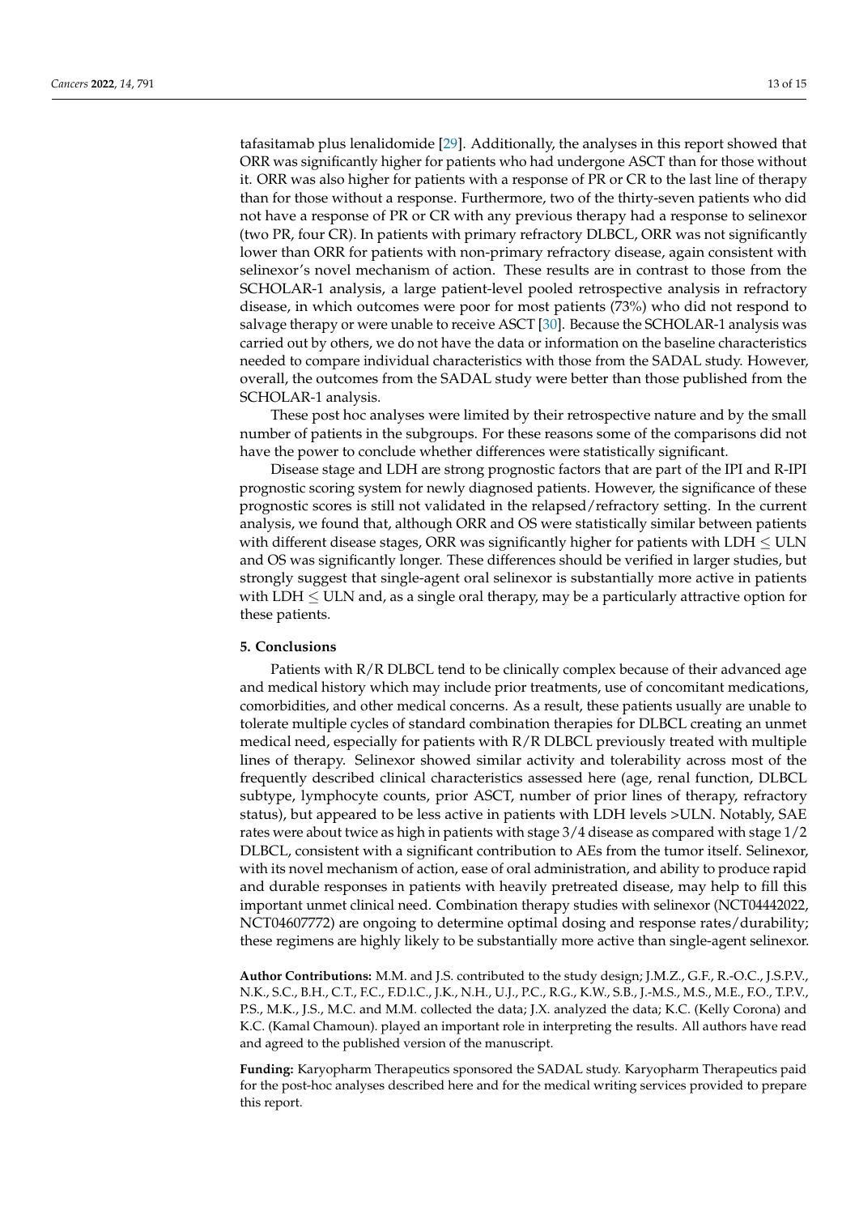tafasitamab plus lenalidomide [29]. Additionally, the analyses in this report showed that ORR was significantly higher for patients who had undergone ASCT than for those without it. ORR was also higher for patients with a response of PR or CR to the last line of therapy than for those without a response. Furthermore, two of the thirty-seven patients who did not have a response of PR or CR with any previous therapy had a response to selinexor (two PR, four CR). In patients with primary refractory DLBCL, ORR was not significantly lower than ORR for patients with non-primary refractory disease, again consistent with selinexor's novel mechanism of action. These results are in contrast to those from the SCHOLAR-1 analysis, a large patient-level pooled retrospective analysis in refractory disease, in which outcomes were poor for most patients (73%) who did not respond to salvage therapy or were unable to receive ASCT [30]. Because the SCHOLAR-1 analysis was carried out by others, we do not have the data or information on the baseline characteristics needed to compare individual characteristics with those from the SADAL study. However, overall, the outcomes from the SADAL study were better than those published from the SCHOLAR-1 analysis.

These post hoc analyses were limited by their retrospective nature and by the small number of patients in the subgroups. For these reasons some of the comparisons did not have the power to conclude whether differences were statistically significant.

Disease stage and LDH are strong prognostic factors that are part of the IPI and R-IPI prognostic scoring system for newly diagnosed patients. However, the significance of these prognostic scores is still not validated in the relapsed/refractory setting. In the current analysis, we found that, although ORR and OS were statistically similar between patients with different disease stages, ORR was significantly higher for patients with LDH $\leq$ ULN and OS was significantly longer. These differences should be verified in larger studies, but strongly suggest that single-agent oral selinexor is substantially more active in patients with LDH $\leq$ ULN and, as a single oral therapy, may be a particularly attractive option for these patients.

## 5. Conclusions

Patients with R/R DLBCL tend to be clinically complex because of their advanced age and medical history which may include prior treatments, use of concomitant medications, comorbidities, and other medical concerns. As a result, these patients usually are unable to tolerate multiple cycles of standard combination therapies for DLBCL creating an unmet medical need, especially for patients with R/R DLBCL previously treated with multiple lines of therapy. Selinexor showed similar activity and tolerability across most of the frequently described clinical characteristics assessed here (age, renal function, DLBCL subtype, lymphocyte counts, prior ASCT, number of prior lines of therapy, refractory status), but appeared to be less active in patients with LDH levels >ULN. Notably, SAE rates were about twice as high in patients with stage 3/4 disease as compared with stage 1/2 DLBCL, consistent with a significant contribution to AEs from the tumor itself. Selinexor, with its novel mechanism of action, ease of oral administration, and ability to produce rapid and durable responses in patients with heavily pretreated disease, may help to fill this important unmet clinical need. Combination therapy studies with selinexor (NCT04442022, NCT04607772) are ongoing to determine optimal dosing and response rates/durability; these regimens are highly likely to be substantially more active than single-agent selinexor.

**Author Contributions:** M.M. and J.S. contributed to the study design; J.M.Z., G.F., R.-O.C., J.S.P.V., N.K., S.C., B.H., C.T., F.C., F.D.l.C., J.K., N.H., U.J., P.C., R.G., K.W., S.B., J.-M.S., M.S., M.E., F.O., T.P.V., P.S., M.K., J.S., M.C. and M.M. collected the data; J.X. analyzed the data; K.C. (Kelly Corona) and K.C. (Kamal Chamoun). played an important role in interpreting the results. All authors have read and agreed to the published version of the manuscript.

**Funding:** Karyopharm Therapeutics sponsored the SADAL study. Karyopharm Therapeutics paid for the post-hoc analyses described here and for the medical writing services provided to prepare this report.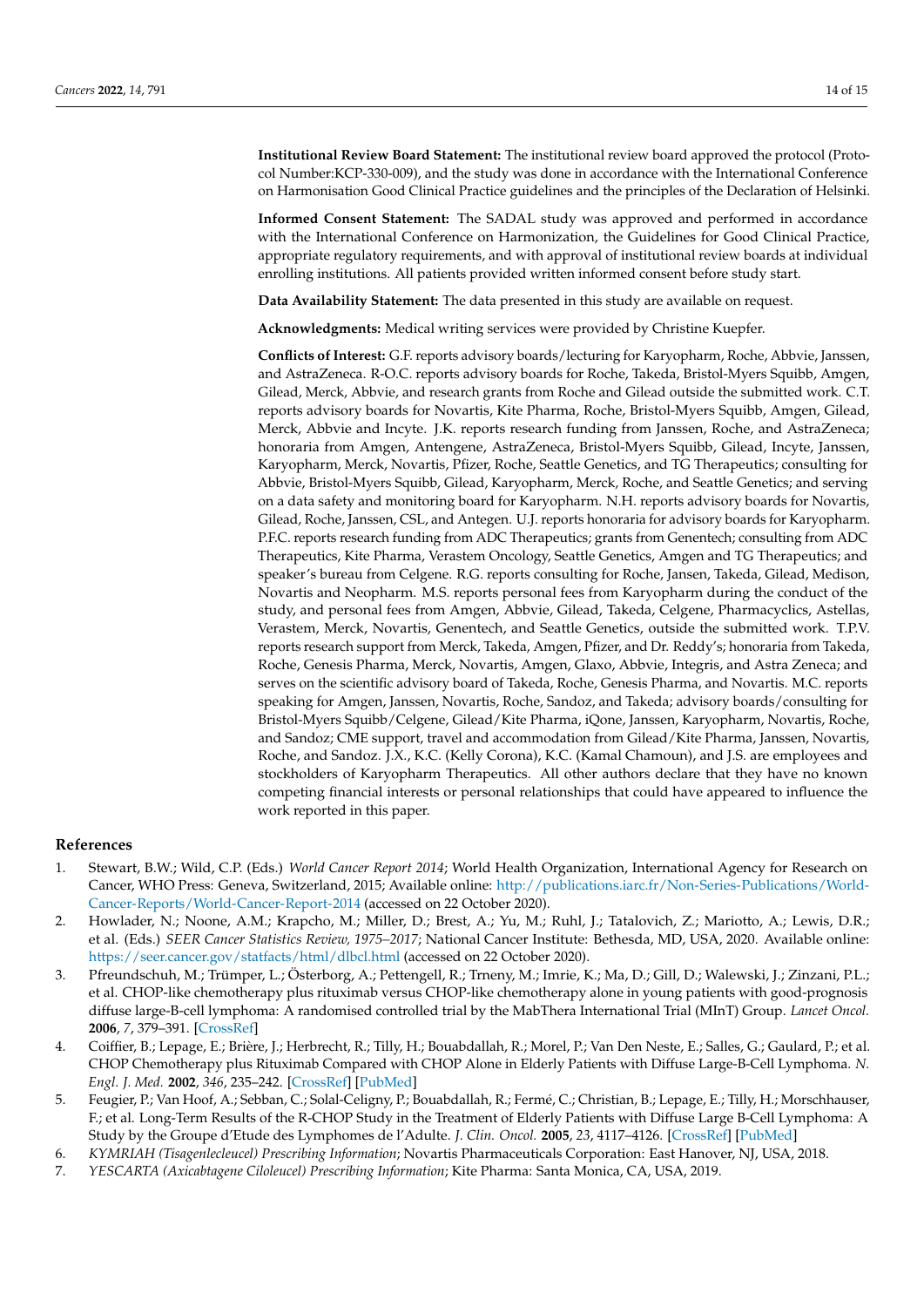**Institutional Review Board Statement:** The institutional review board approved the protocol (Protocol Number:KCP-330-009), and the study was done in accordance with the International Conference on Harmonisation Good Clinical Practice guidelines and the principles of the Declaration of Helsinki.

**Informed Consent Statement:** The SADAL study was approved and performed in accordance with the International Conference on Harmonization, the Guidelines for Good Clinical Practice, appropriate regulatory requirements, and with approval of institutional review boards at individual enrolling institutions. All patients provided written informed consent before study start.

**Data Availability Statement:** The data presented in this study are available on request.

**Acknowledgments:** Medical writing services were provided by Christine Kuepfer.

**Conflicts of Interest:** G.F. reports advisory boards/lecturing for Karyopharm, Roche, Abbvie, Janssen, and AstraZeneca. R-O.C. reports advisory boards for Roche, Takeda, Bristol-Myers Squibb, Amgen, Gilead, Merck, Abbvie, and research grants from Roche and Gilead outside the submitted work. C.T. reports advisory boards for Novartis, Kite Pharma, Roche, Bristol-Myers Squibb, Amgen, Gilead, Merck, Abbvie and Incyte. J.K. reports research funding from Janssen, Roche, and AstraZeneca; honoraria from Amgen, Antengene, AstraZeneca, Bristol-Myers Squibb, Gilead, Incyte, Janssen, Karyopharm, Merck, Novartis, Pfizer, Roche, Seattle Genetics, and TG Therapeutics; consulting for Abbvie, Bristol-Myers Squibb, Gilead, Karyopharm, Merck, Roche, and Seattle Genetics; and serving on a data safety and monitoring board for Karyopharm. N.H. reports advisory boards for Novartis, Gilead, Roche, Janssen, CSL, and Antegen. U.J. reports honoraria for advisory boards for Karyopharm. P.F.C. reports research funding from ADC Therapeutics; grants from Genentech; consulting from ADC Therapeutics, Kite Pharma, Verastem Oncology, Seattle Genetics, Amgen and TG Therapeutics; and speaker's bureau from Celgene. R.G. reports consulting for Roche, Jansen, Takeda, Gilead, Medison, Novartis and Neopharm. M.S. reports personal fees from Karyopharm during the conduct of the study, and personal fees from Amgen, Abbvie, Gilead, Takeda, Celgene, Pharmacyclics, Astellas, Verastem, Merck, Novartis, Genentech, and Seattle Genetics, outside the submitted work. T.P.V. reports research support from Merck, Takeda, Amgen, Pfizer, and Dr. Reddy's; honoraria from Takeda, Roche, Genesis Pharma, Merck, Novartis, Amgen, Glaxo, Abbvie, Integris, and Astra Zeneca; and serves on the scientific advisory board of Takeda, Roche, Genesis Pharma, and Novartis. M.C. reports speaking for Amgen, Janssen, Novartis, Roche, Sandoz, and Takeda; advisory boards/consulting for Bristol-Myers Squibb/Celgene, Gilead/Kite Pharma, iQone, Janssen, Karyopharm, Novartis, Roche, and Sandoz; CME support, travel and accommodation from Gilead/Kite Pharma, Janssen, Novartis, Roche, and Sandoz. J.X., K.C. (Kelly Corona), K.C. (Kamal Chamoun), and J.S. are employees and stockholders of Karyopharm Therapeutics. All other authors declare that they have no known competing financial interests or personal relationships that could have appeared to influence the work reported in this paper.

## References

1. Stewart, B.W.; Wild, C.P. (Eds.) *World Cancer Report 2014*; World Health Organization, International Agency for Research on Cancer, WHO Press: Geneva, Switzerland, 2015; Available online: http://publications.iarc.fr/Non-Series-Publications/World-Cancer-Reports/World-Cancer-Report-2014 (accessed on 22 October 2020).
2. Howlader, N.; Noone, A.M.; Krapcho, M.; Miller, D.; Brest, A.; Yu, M.; Ruhl, J.; Tatalovich, Z.; Mariotto, A.; Lewis, D.R.; et al. (Eds.) *SEER Cancer Statistics Review, 1975–2017*; National Cancer Institute: Bethesda, MD, USA, 2020. Available online: https://seer.cancer.gov/statfacts/html/dlbcl.html (accessed on 22 October 2020).
3. Pfreundschuh, M.; Trümper, L.; Österborg, A.; Pettengell, R.; Trneny, M.; Imrie, K.; Ma, D.; Gill, D.; Walewski, J.; Zinzani, P.L.; et al. CHOP-like chemotherapy plus rituximab versus CHOP-like chemotherapy alone in young patients with good-prognosis diffuse large-B-cell lymphoma: A randomised controlled trial by the MabThera International Trial (MInT) Group. *Lancet Oncol.* **2006**, *7*, 379–391. [CrossRef]
4. Coiffier, B.; Lepage, E.; Brière, J.; Herbrecht, R.; Tilly, H.; Bouabdallah, R.; Morel, P.; Van Den Neste, E.; Salles, G.; Gaulard, P.; et al. CHOP Chemotherapy plus Rituximab Compared with CHOP Alone in Elderly Patients with Diffuse Large-B-Cell Lymphoma. *N. Engl. J. Med.* **2002**, *346*, 235–242. [CrossRef] [PubMed]
5. Feugier, P.; Van Hoof, A.; Sebban, C.; Solal-Celigny, P.; Bouabdallah, R.; Fermé, C.; Christian, B.; Lepage, E.; Tilly, H.; Morschhauser, F.; et al. Long-Term Results of the R-CHOP Study in the Treatment of Elderly Patients with Diffuse Large B-Cell Lymphoma: A Study by the Groupe d'Etude des Lymphomes de l'Adulte. *J. Clin. Oncol.* **2005**, *23*, 4117–4126. [CrossRef] [PubMed]
6. *KYMRIAH (Tisagenlecleucel) Prescribing Information*; Novartis Pharmaceuticals Corporation: East Hanover, NJ, USA, 2018.
7. *YESCARTA (Axicabtagene Ciloleucel) Prescribing Information*; Kite Pharma: Santa Monica, CA, USA, 2019.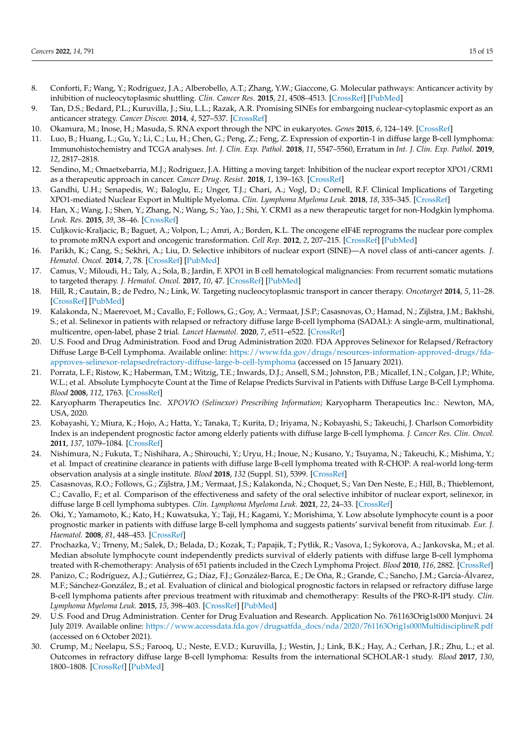8. Conforti, F.; Wang, Y.; Rodriguez, J.A.; Alberobello, A.T.; Zhang, Y.W.; Giaccone, G. Molecular pathways: Anticancer activity by inhibition of nucleocytoplasmic shuttling. *Clin. Cancer Res.* **2015**, *21*, 4508–4513. [CrossRef] [PubMed]
9. Tan, D.S.; Bedard, P.L.; Kuruvilla, J.; Siu, L.L.; Razak, A.R. Promising SINEs for embargoing nuclear-cytoplasmic export as an anticancer strategy. *Cancer Discov.* **2014**, *4*, 527–537. [CrossRef]
10. Okamura, M.; Inose, H.; Masuda, S. RNA export through the NPC in eukaryotes. *Genes* **2015**, *6*, 124–149. [CrossRef]
11. Luo, B.; Huang, L.; Gu, Y.; Li, C.; Lu, H.; Chen, G.; Peng, Z.; Feng, Z. Expression of exportin-1 in diffuse large B-cell lymphoma: Immunohistochemistry and TCGA analyses. *Int. J. Clin. Exp. Pathol.* **2018**, *11*, 5547–5560, Erratum in *Int. J. Clin. Exp. Pathol.* **2019**, *12*, 2817–2818.
12. Sendino, M.; Omaetxebarria, M.J.; Rodriguez, J.A. Hitting a moving target: Inhibition of the nuclear export receptor XPO1/CRM1 as a therapeutic approach in cancer. *Cancer Drug. Resist.* **2018**, *1*, 139–163. [CrossRef]
13. Gandhi, U.H.; Senapedis, W.; Baloglu, E.; Unger, T.J.; Chari, A.; Vogl, D.; Cornell, R.F. Clinical Implications of Targeting XPO1-mediated Nuclear Export in Multiple Myeloma. *Clin. Lymphoma Myeloma Leuk.* **2018**, *18*, 335–345. [CrossRef]
14. Han, X.; Wang, J.; Shen, Y.; Zhang, N.; Wang, S.; Yao, J.; Shi, Y. CRM1 as a new therapeutic target for non-Hodgkin lymphoma. *Leuk. Res.* **2015**, *39*, 38–46. [CrossRef]
15. Culjkovic-Kraljacic, B.; Baguet, A.; Volpon, L.; Amri, A.; Borden, K.L. The oncogene eIF4E reprograms the nuclear pore complex to promote mRNA export and oncogenic transformation. *Cell Rep.* **2012**, *2*, 207–215. [CrossRef] [PubMed]
16. Parikh, K.; Cang, S.; Sekhri, A.; Liu, D. Selective inhibitors of nuclear export (SINE)—A novel class of anti-cancer agents. *J. Hematol. Oncol.* **2014**, *7*, 78. [CrossRef] [PubMed]
17. Camus, V.; Miloudi, H.; Taly, A.; Sola, B.; Jardin, F. XPO1 in B cell hematological malignancies: From recurrent somatic mutations to targeted therapy. *J. Hematol. Oncol.* **2017**, *10*, 47. [CrossRef] [PubMed]
18. Hill, R.; Cautain, B.; de Pedro, N.; Link, W. Targeting nucleocytoplasmic transport in cancer therapy. *Oncotarget* **2014**, *5*, 11–28. [CrossRef] [PubMed]
19. Kalakonda, N.; Maerevoet, M.; Cavallo, F.; Follows, G.; Goy, A.; Vermaat, J.S.P.; Casasnovas, O.; Hamad, N.; Zijlstra, J.M.; Bakhshi, S.; et al. Selinexor in patients with relapsed or refractory diffuse large B-cell lymphoma (SADAL): A single-arm, multinational, multicentre, open-label, phase 2 trial. *Lancet Haematol.* **2020**, *7*, e511–e522. [CrossRef]
20. U.S. Food and Drug Administration. Food and Drug Administration 2020. FDA Approves Selinexor for Relapsed/Refractory Diffuse Large B-Cell Lymphoma. Available online: https://www.fda.gov/drugs/resources-information-approved-drugs/fda-approves-selinexor-relapsedrefractory-diffuse-large-b-cell-lymphoma (accessed on 15 January 2021).
21. Porrata, L.F.; Ristow, K.; Haberman, T.M.; Witzig, T.E.; Inwards, D.J.; Ansell, S.M.; Johnston, P.B.; Micallef, I.N.; Colgan, J.P.; White, W.L.; et al. Absolute Lymphocyte Count at the Time of Relapse Predicts Survival in Patients with Diffuse Large B-Cell Lymphoma. *Blood* **2008**, *112*, 1763. [CrossRef]
22. Karyopharm Therapeutics Inc. *XPOVIO (Selinexor) Prescribing Information*; Karyopharm Therapeutics Inc.: Newton, MA, USA, 2020.
23. Kobayashi, Y.; Miura, K.; Hojo, A.; Hatta, Y.; Tanaka, T.; Kurita, D.; Iriyama, N.; Kobayashi, S.; Takeuchi, J. Charlson Comorbidity Index is an independent prognostic factor among elderly patients with diffuse large B-cell lymphoma. *J. Cancer Res. Clin. Oncol.* **2011**, *137*, 1079–1084. [CrossRef]
24. Nishimura, N.; Fukuta, T.; Nishihara, A.; Shirouchi, Y.; Uryu, H.; Inoue, N.; Kusano, Y.; Tsuyama, N.; Takeuchi, K.; Mishima, Y.; et al. Impact of creatinine clearance in patients with diffuse large B-cell lymphoma treated with R-CHOP: A real-world long-term observation analysis at a single institute. *Blood* **2018**, *132* (Suppl. S1), 5399. [CrossRef]
25. Casasnovas, R.O.; Follows, G.; Zijlstra, J.M.; Vermaat, J.S.; Kalakonda, N.; Choquet, S.; Van Den Neste, E.; Hill, B.; Thieblemont, C.; Cavallo, F.; et al. Comparison of the effectiveness and safety of the oral selective inhibitor of nuclear export, selinexor, in diffuse large B cell lymphoma subtypes. *Clin. Lymphoma Myeloma Leuk.* **2021**, *22*, 24–33. [CrossRef]
26. Oki, Y.; Yamamoto, K.; Kato, H.; Kuwatsuka, Y.; Taji, H.; Kagami, Y.; Morishima, Y. Low absolute lymphocyte count is a poor prognostic marker in patients with diffuse large B-cell lymphoma and suggests patients' survival benefit from rituximab. *Eur. J. Haematol.* **2008**, *81*, 448–453. [CrossRef]
27. Prochazka, V.; Trneny, M.; Salek, D.; Belada, D.; Kozak, T.; Papajik, T.; Pytlik, R.; Vasova, I.; Sykorova, A.; Jankovska, M.; et al. Median absolute lymphocyte count independently predicts survival of elderly patients with diffuse large B-cell lymphoma treated with R-chemotherapy: Analysis of 651 patients included in the Czech Lymphoma Project. *Blood* **2010**, *116*, 2882. [CrossRef]
28. Panizo, C.; Rodríguez, A.J.; Gutiérrez, G.; Díaz, F.J.; González-Barca, E.; De Oña, R.; Grande, C.; Sancho, J.M.; García-Álvarez, M.F.; Sánchez-González, B.; et al. Evaluation of clinical and biological prognostic factors in relapsed or refractory diffuse large B-cell lymphoma patients after previous treatment with rituximab and chemotherapy: Results of the PRO-R-IPI study. *Clin. Lymphoma Myeloma Leuk.* **2015**, *15*, 398–403. [CrossRef] [PubMed]
29. U.S. Food and Drug Administration. Center for Drug Evaluation and Research. Application No. 761163Orig1s000 Monjuvi. 24 July 2019. Available online: https://www.accessdata.fda.gov/drugsatfda_docs/nda/2020/761163Orig1s000MultidisciplineR.pdf (accessed on 6 October 2021).
30. Crump, M.; Neelapu, S.S.; Farooq, U.; Neste, E.V.D.; Kuruvilla, J.; Westin, J.; Link, B.K.; Hay, A.; Cerhan, J.R.; Zhu, L.; et al. Outcomes in refractory diffuse large B-cell lymphoma: Results from the international SCHOLAR-1 study. *Blood* **2017**, *130*, 1800–1808. [CrossRef] [PubMed]